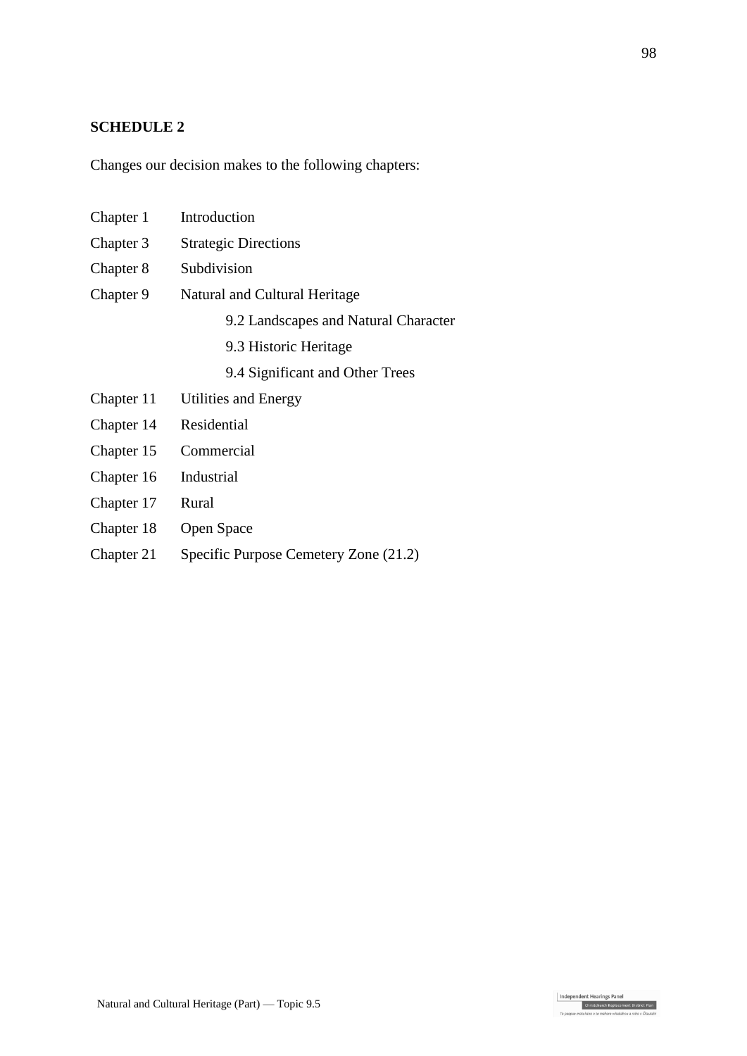## SCHEDULE 2

Changes our decision makes to the following chapters:

| | |
|---|---|
| Chapter 1 | Introduction |
| Chapter 3 | Strategic Directions |
| Chapter 8 | Subdivision |
| Chapter 9 | Natural and Cultural Heritage |
| | 9.2 Landscapes and Natural Character |
| | 9.3 Historic Heritage |
| | 9.4 Significant and Other Trees |
| Chapter 11 | Utilities and Energy |
| Chapter 14 | Residential |
| Chapter 15 | Commercial |
| Chapter 16 | Industrial |
| Chapter 17 | Rural |
| Chapter 18 | Open Space |
| Chapter 21 | Specific Purpose Cemetery Zone (21.2) |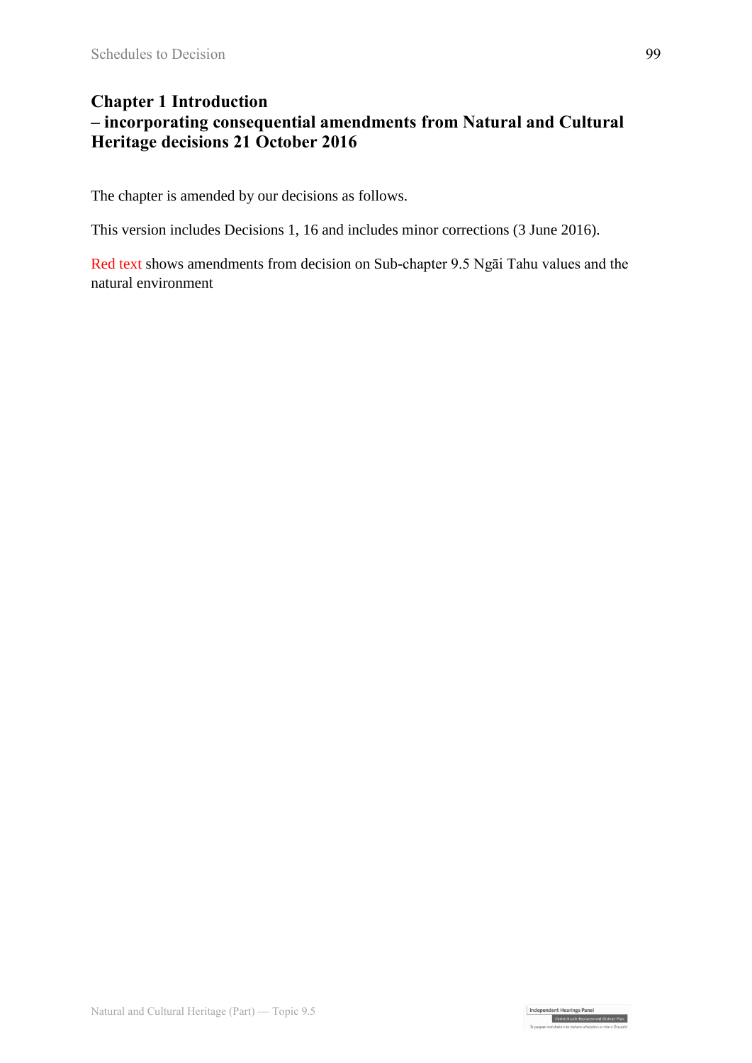# Chapter 1 Introduction
## – incorporating consequential amendments from Natural and Cultural Heritage decisions 21 October 2016

The chapter is amended by our decisions as follows.

This version includes Decisions 1, 16 and includes minor corrections (3 June 2016).

Red text shows amendments from decision on Sub-chapter 9.5 Ngāi Tahu values and the natural environment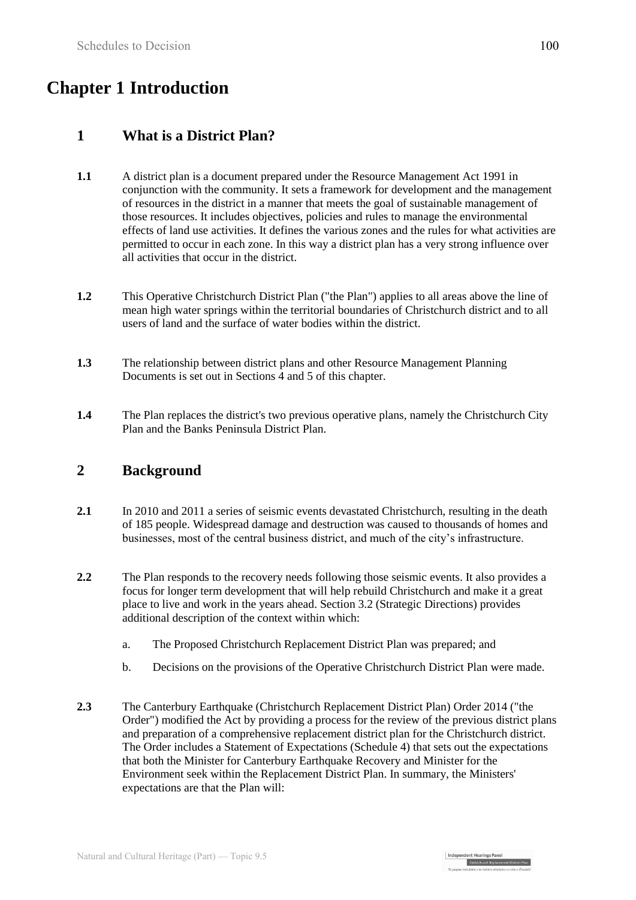# Chapter 1 Introduction

## 1 What is a District Plan?

**1.1** A district plan is a document prepared under the Resource Management Act 1991 in conjunction with the community. It sets a framework for development and the management of resources in the district in a manner that meets the goal of sustainable management of those resources. It includes objectives, policies and rules to manage the environmental effects of land use activities. It defines the various zones and the rules for what activities are permitted to occur in each zone. In this way a district plan has a very strong influence over all activities that occur in the district.

**1.2** This Operative Christchurch District Plan ("the Plan") applies to all areas above the line of mean high water springs within the territorial boundaries of Christchurch district and to all users of land and the surface of water bodies within the district.

**1.3** The relationship between district plans and other Resource Management Planning Documents is set out in Sections 4 and 5 of this chapter.

**1.4** The Plan replaces the district's two previous operative plans, namely the Christchurch City Plan and the Banks Peninsula District Plan.

## 2 Background

**2.1** In 2010 and 2011 a series of seismic events devastated Christchurch, resulting in the death of 185 people. Widespread damage and destruction was caused to thousands of homes and businesses, most of the central business district, and much of the city's infrastructure.

**2.2** The Plan responds to the recovery needs following those seismic events. It also provides a focus for longer term development that will help rebuild Christchurch and make it a great place to live and work in the years ahead. Section 3.2 (Strategic Directions) provides additional description of the context within which:

a. The Proposed Christchurch Replacement District Plan was prepared; and

b. Decisions on the provisions of the Operative Christchurch District Plan were made.

**2.3** The Canterbury Earthquake (Christchurch Replacement District Plan) Order 2014 ("the Order") modified the Act by providing a process for the review of the previous district plans and preparation of a comprehensive replacement district plan for the Christchurch district. The Order includes a Statement of Expectations (Schedule 4) that sets out the expectations that both the Minister for Canterbury Earthquake Recovery and Minister for the Environment seek within the Replacement District Plan. In summary, the Ministers' expectations are that the Plan will: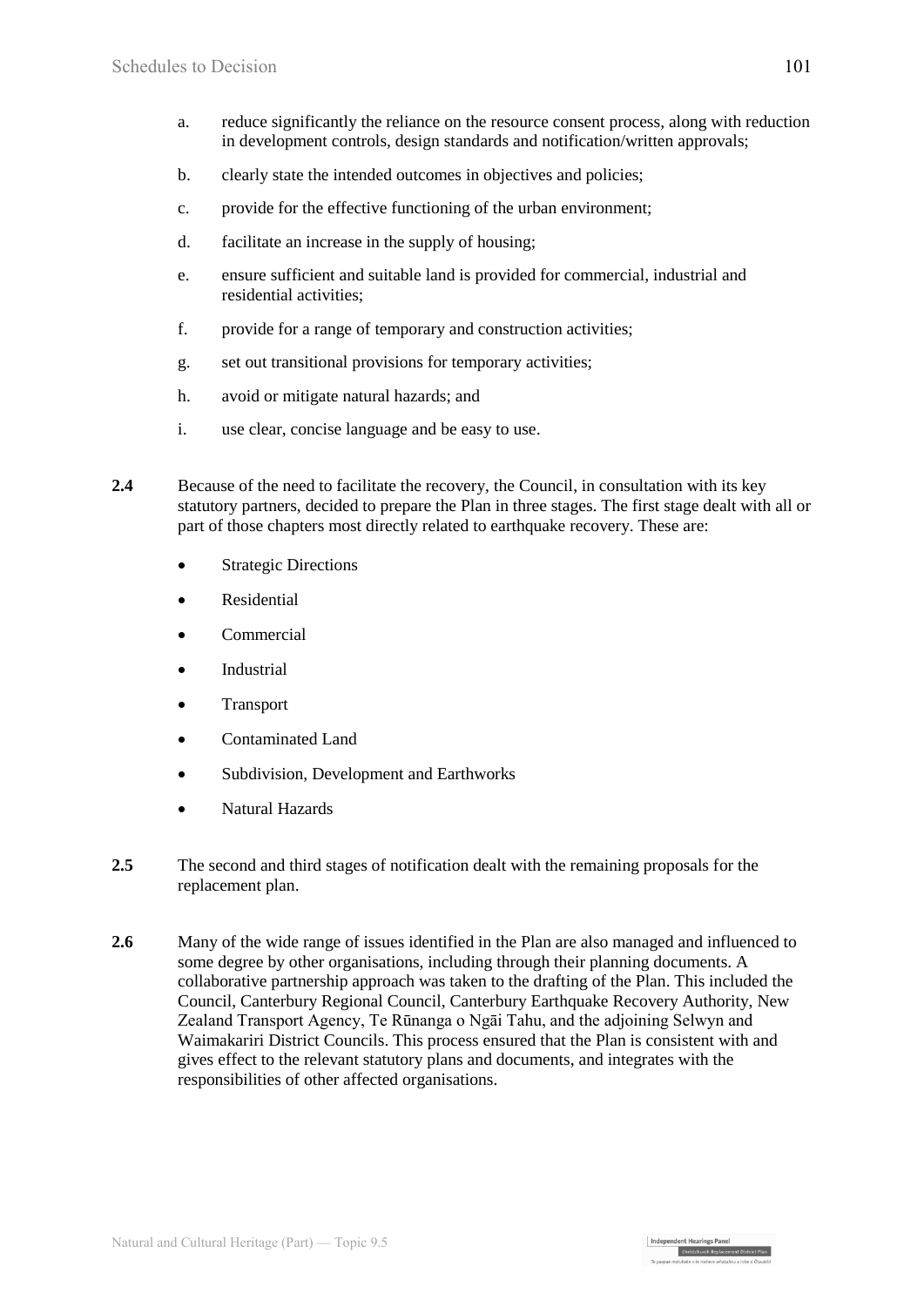a. reduce significantly the reliance on the resource consent process, along with reduction in development controls, design standards and notification/written approvals;

b. clearly state the intended outcomes in objectives and policies;

c. provide for the effective functioning of the urban environment;

d. facilitate an increase in the supply of housing;

e. ensure sufficient and suitable land is provided for commercial, industrial and residential activities;

f. provide for a range of temporary and construction activities;

g. set out transitional provisions for temporary activities;

h. avoid or mitigate natural hazards; and

i. use clear, concise language and be easy to use.

**2.4** Because of the need to facilitate the recovery, the Council, in consultation with its key statutory partners, decided to prepare the Plan in three stages. The first stage dealt with all or part of those chapters most directly related to earthquake recovery. These are:

- Strategic Directions
- Residential
- Commercial
- Industrial
- Transport
- Contaminated Land
- Subdivision, Development and Earthworks
- Natural Hazards

**2.5** The second and third stages of notification dealt with the remaining proposals for the replacement plan.

**2.6** Many of the wide range of issues identified in the Plan are also managed and influenced to some degree by other organisations, including through their planning documents. A collaborative partnership approach was taken to the drafting of the Plan. This included the Council, Canterbury Regional Council, Canterbury Earthquake Recovery Authority, New Zealand Transport Agency, Te Rūnanga o Ngāi Tahu, and the adjoining Selwyn and Waimakariri District Councils. This process ensured that the Plan is consistent with and gives effect to the relevant statutory plans and documents, and integrates with the responsibilities of other affected organisations.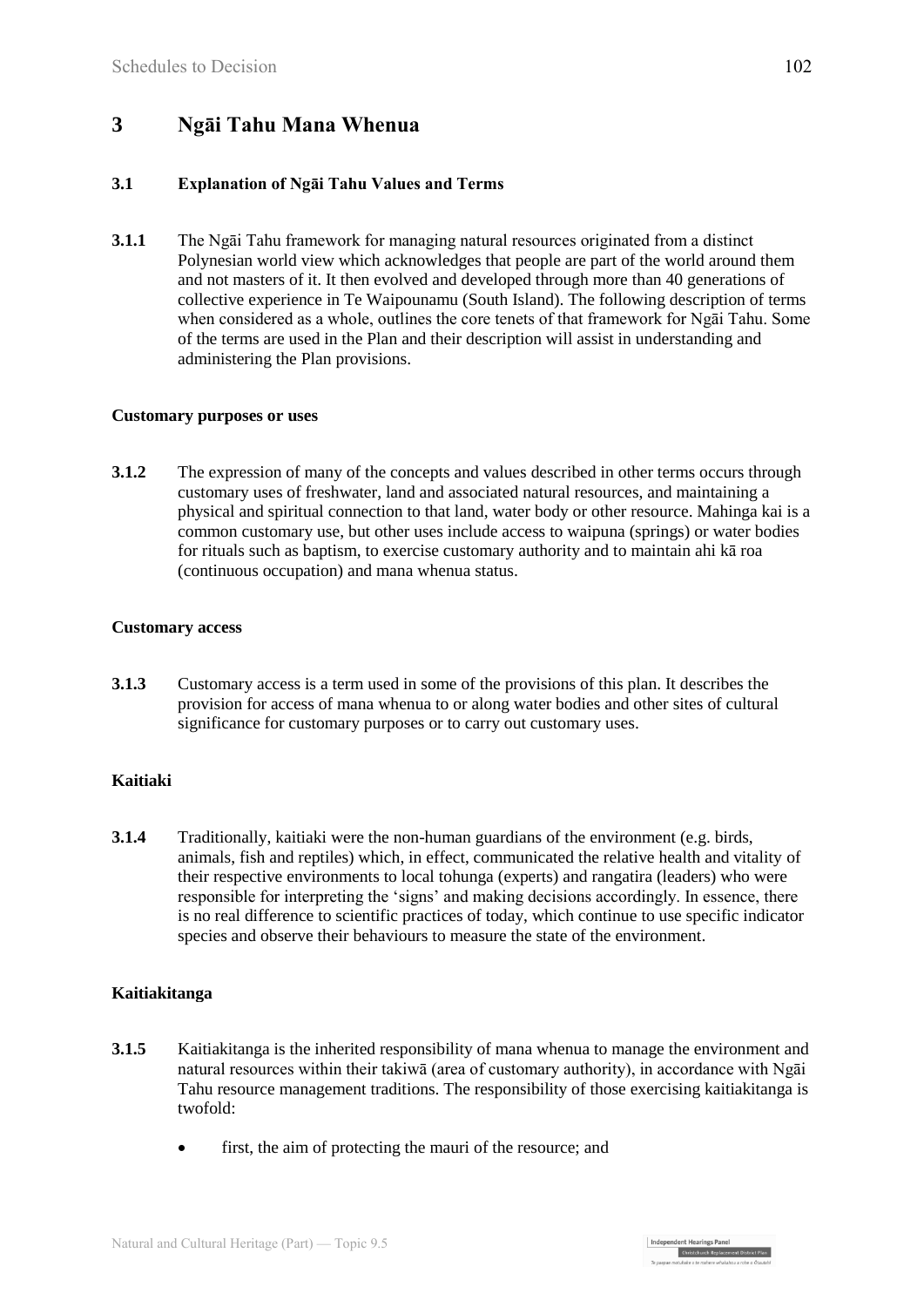# 3 Ngāi Tahu Mana Whenua

## 3.1 Explanation of Ngāi Tahu Values and Terms

**3.1.1** The Ngāi Tahu framework for managing natural resources originated from a distinct Polynesian world view which acknowledges that people are part of the world around them and not masters of it. It then evolved and developed through more than 40 generations of collective experience in Te Waipounamu (South Island). The following description of terms when considered as a whole, outlines the core tenets of that framework for Ngāi Tahu. Some of the terms are used in the Plan and their description will assist in understanding and administering the Plan provisions.

**Customary purposes or uses**

**3.1.2** The expression of many of the concepts and values described in other terms occurs through customary uses of freshwater, land and associated natural resources, and maintaining a physical and spiritual connection to that land, water body or other resource. Mahinga kai is a common customary use, but other uses include access to waipuna (springs) or water bodies for rituals such as baptism, to exercise customary authority and to maintain ahi kā roa (continuous occupation) and mana whenua status.

**Customary access**

**3.1.3** Customary access is a term used in some of the provisions of this plan. It describes the provision for access of mana whenua to or along water bodies and other sites of cultural significance for customary purposes or to carry out customary uses.

**Kaitiaki**

**3.1.4** Traditionally, kaitiaki were the non-human guardians of the environment (e.g. birds, animals, fish and reptiles) which, in effect, communicated the relative health and vitality of their respective environments to local tohunga (experts) and rangatira (leaders) who were responsible for interpreting the 'signs' and making decisions accordingly. In essence, there is no real difference to scientific practices of today, which continue to use specific indicator species and observe their behaviours to measure the state of the environment.

**Kaitiakitanga**

**3.1.5** Kaitiakitanga is the inherited responsibility of mana whenua to manage the environment and natural resources within their takiwā (area of customary authority), in accordance with Ngāi Tahu resource management traditions. The responsibility of those exercising kaitiakitanga is twofold:

- first, the aim of protecting the mauri of the resource; and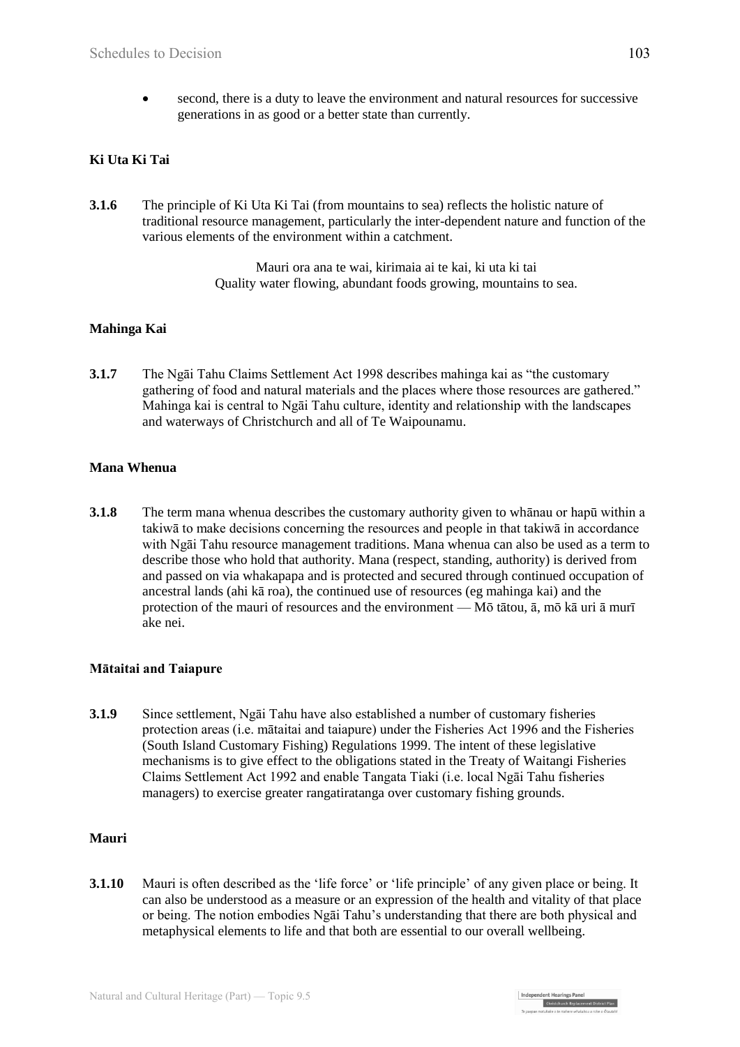- second, there is a duty to leave the environment and natural resources for successive generations in as good or a better state than currently.

**Ki Uta Ki Tai**

**3.1.6** The principle of Ki Uta Ki Tai (from mountains to sea) reflects the holistic nature of traditional resource management, particularly the inter-dependent nature and function of the various elements of the environment within a catchment.

> Mauri ora ana te wai, kirimaia ai te kai, ki uta ki tai
> Quality water flowing, abundant foods growing, mountains to sea.

**Mahinga Kai**

**3.1.7** The Ngāi Tahu Claims Settlement Act 1998 describes mahinga kai as "the customary gathering of food and natural materials and the places where those resources are gathered." Mahinga kai is central to Ngāi Tahu culture, identity and relationship with the landscapes and waterways of Christchurch and all of Te Waipounamu.

**Mana Whenua**

**3.1.8** The term mana whenua describes the customary authority given to whānau or hapū within a takiwā to make decisions concerning the resources and people in that takiwā in accordance with Ngāi Tahu resource management traditions. Mana whenua can also be used as a term to describe those who hold that authority. Mana (respect, standing, authority) is derived from and passed on via whakapapa and is protected and secured through continued occupation of ancestral lands (ahi kā roa), the continued use of resources (eg mahinga kai) and the protection of the mauri of resources and the environment — Mō tātou, ā, mō kā uri ā murī ake nei.

**Mātaitai and Taiapure**

**3.1.9** Since settlement, Ngāi Tahu have also established a number of customary fisheries protection areas (i.e. mātaitai and taiapure) under the Fisheries Act 1996 and the Fisheries (South Island Customary Fishing) Regulations 1999. The intent of these legislative mechanisms is to give effect to the obligations stated in the Treaty of Waitangi Fisheries Claims Settlement Act 1992 and enable Tangata Tiaki (i.e. local Ngāi Tahu fisheries managers) to exercise greater rangatiratanga over customary fishing grounds.

**Mauri**

**3.1.10** Mauri is often described as the 'life force' or 'life principle' of any given place or being. It can also be understood as a measure or an expression of the health and vitality of that place or being. The notion embodies Ngāi Tahu's understanding that there are both physical and metaphysical elements to life and that both are essential to our overall wellbeing.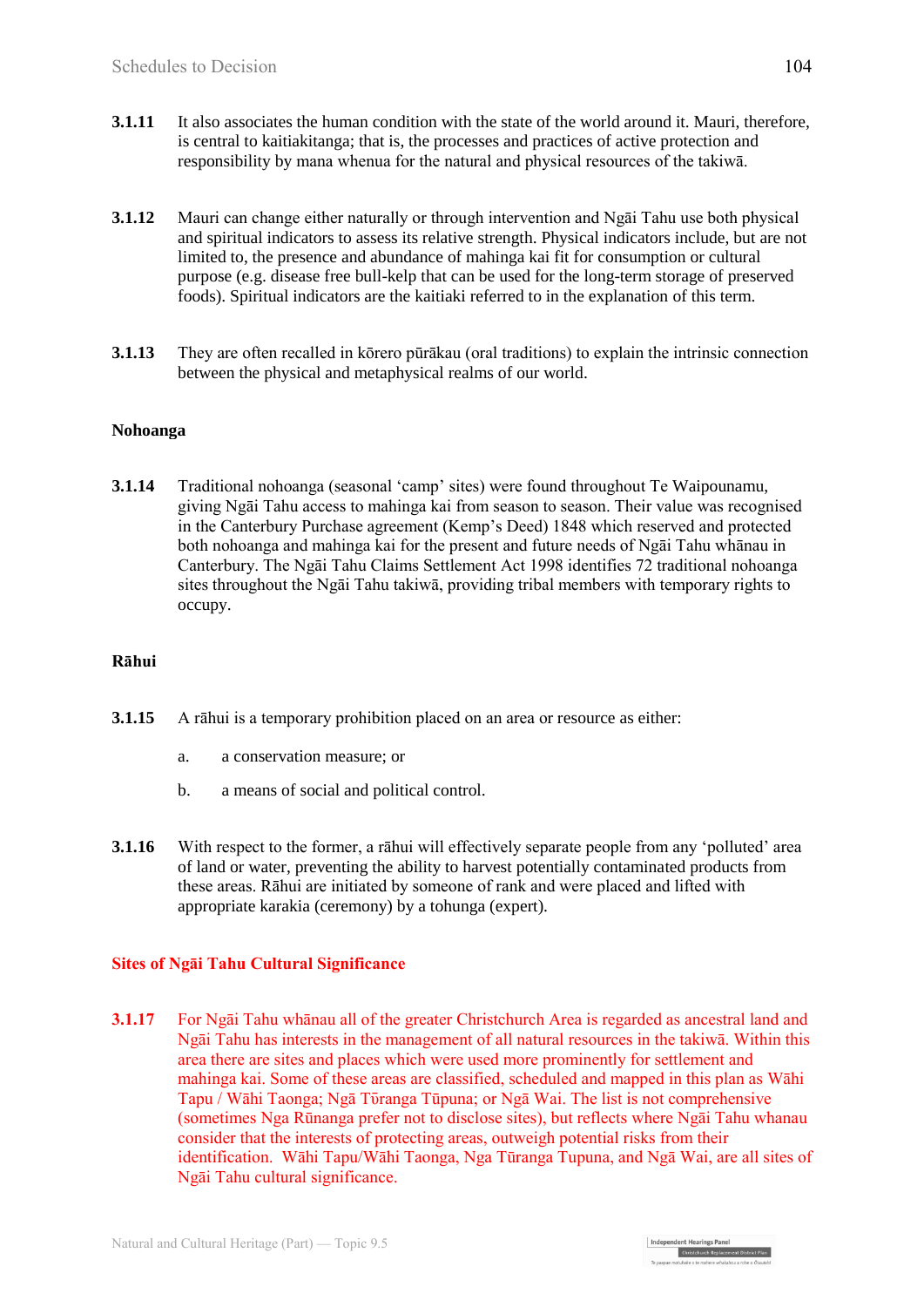**3.1.11** It also associates the human condition with the state of the world around it. Mauri, therefore, is central to kaitiakitanga; that is, the processes and practices of active protection and responsibility by mana whenua for the natural and physical resources of the takiwā.

**3.1.12** Mauri can change either naturally or through intervention and Ngāi Tahu use both physical and spiritual indicators to assess its relative strength. Physical indicators include, but are not limited to, the presence and abundance of mahinga kai fit for consumption or cultural purpose (e.g. disease free bull-kelp that can be used for the long-term storage of preserved foods). Spiritual indicators are the kaitiaki referred to in the explanation of this term.

**3.1.13** They are often recalled in kōrero pūrākau (oral traditions) to explain the intrinsic connection between the physical and metaphysical realms of our world.

**Nohoanga**

**3.1.14** Traditional nohoanga (seasonal 'camp' sites) were found throughout Te Waipounamu, giving Ngāi Tahu access to mahinga kai from season to season. Their value was recognised in the Canterbury Purchase agreement (Kemp's Deed) 1848 which reserved and protected both nohoanga and mahinga kai for the present and future needs of Ngāi Tahu whānau in Canterbury. The Ngāi Tahu Claims Settlement Act 1998 identifies 72 traditional nohoanga sites throughout the Ngāi Tahu takiwā, providing tribal members with temporary rights to occupy.

**Rāhui**

**3.1.15** A rāhui is a temporary prohibition placed on an area or resource as either:

a. a conservation measure; or

b. a means of social and political control.

**3.1.16** With respect to the former, a rāhui will effectively separate people from any 'polluted' area of land or water, preventing the ability to harvest potentially contaminated products from these areas. Rāhui are initiated by someone of rank and were placed and lifted with appropriate karakia (ceremony) by a tohunga (expert).

**Sites of Ngāi Tahu Cultural Significance**

**3.1.17** For Ngāi Tahu whānau all of the greater Christchurch Area is regarded as ancestral land and Ngāi Tahu has interests in the management of all natural resources in the takiwā. Within this area there are sites and places which were used more prominently for settlement and mahinga kai. Some of these areas are classified, scheduled and mapped in this plan as Wāhi Tapu / Wāhi Taonga; Ngā Tūranga Tūpuna; or Ngā Wai. The list is not comprehensive (sometimes Nga Rūnanga prefer not to disclose sites), but reflects where Ngāi Tahu whanau consider that the interests of protecting areas, outweigh potential risks from their identification. Wāhi Tapu/Wāhi Taonga, Nga Tūranga Tupuna, and Ngā Wai, are all sites of Ngāi Tahu cultural significance.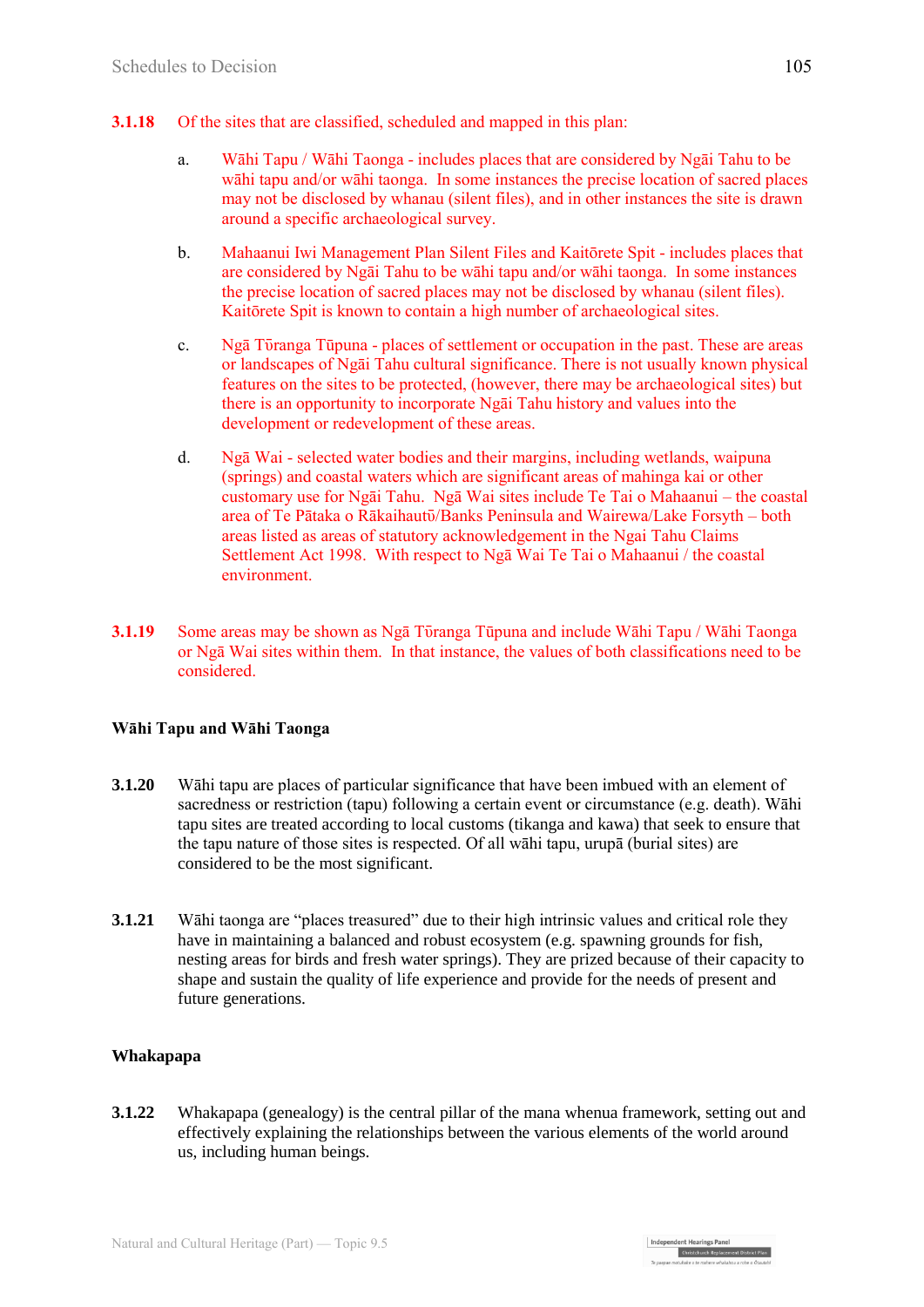**3.1.18** Of the sites that are classified, scheduled and mapped in this plan:

a. Wāhi Tapu / Wāhi Taonga - includes places that are considered by Ngāi Tahu to be wāhi tapu and/or wāhi taonga. In some instances the precise location of sacred places may not be disclosed by whanau (silent files), and in other instances the site is drawn around a specific archaeological survey.

b. Mahaanui Iwi Management Plan Silent Files and Kaitōrete Spit - includes places that are considered by Ngāi Tahu to be wāhi tapu and/or wāhi taonga. In some instances the precise location of sacred places may not be disclosed by whanau (silent files). Kaitōrete Spit is known to contain a high number of archaeological sites.

c. Ngā Tūranga Tūpuna - places of settlement or occupation in the past. These are areas or landscapes of Ngāi Tahu cultural significance. There is not usually known physical features on the sites to be protected, (however, there may be archaeological sites) but there is an opportunity to incorporate Ngāi Tahu history and values into the development or redevelopment of these areas.

d. Ngā Wai - selected water bodies and their margins, including wetlands, waipuna (springs) and coastal waters which are significant areas of mahinga kai or other customary use for Ngāi Tahu. Ngā Wai sites include Te Tai o Mahaanui – the coastal area of Te Pātaka o Rākaihautū/Banks Peninsula and Wairewa/Lake Forsyth – both areas listed as areas of statutory acknowledgement in the Ngai Tahu Claims Settlement Act 1998. With respect to Ngā Wai Te Tai o Mahaanui / the coastal environment.

**3.1.19** Some areas may be shown as Ngā Tūranga Tūpuna and include Wāhi Tapu / Wāhi Taonga or Ngā Wai sites within them. In that instance, the values of both classifications need to be considered.

### Wāhi Tapu and Wāhi Taonga

**3.1.20** Wāhi tapu are places of particular significance that have been imbued with an element of sacredness or restriction (tapu) following a certain event or circumstance (e.g. death). Wāhi tapu sites are treated according to local customs (tikanga and kawa) that seek to ensure that the tapu nature of those sites is respected. Of all wāhi tapu, urupā (burial sites) are considered to be the most significant.

**3.1.21** Wāhi taonga are "places treasured" due to their high intrinsic values and critical role they have in maintaining a balanced and robust ecosystem (e.g. spawning grounds for fish, nesting areas for birds and fresh water springs). They are prized because of their capacity to shape and sustain the quality of life experience and provide for the needs of present and future generations.

### Whakapapa

**3.1.22** Whakapapa (genealogy) is the central pillar of the mana whenua framework, setting out and effectively explaining the relationships between the various elements of the world around us, including human beings.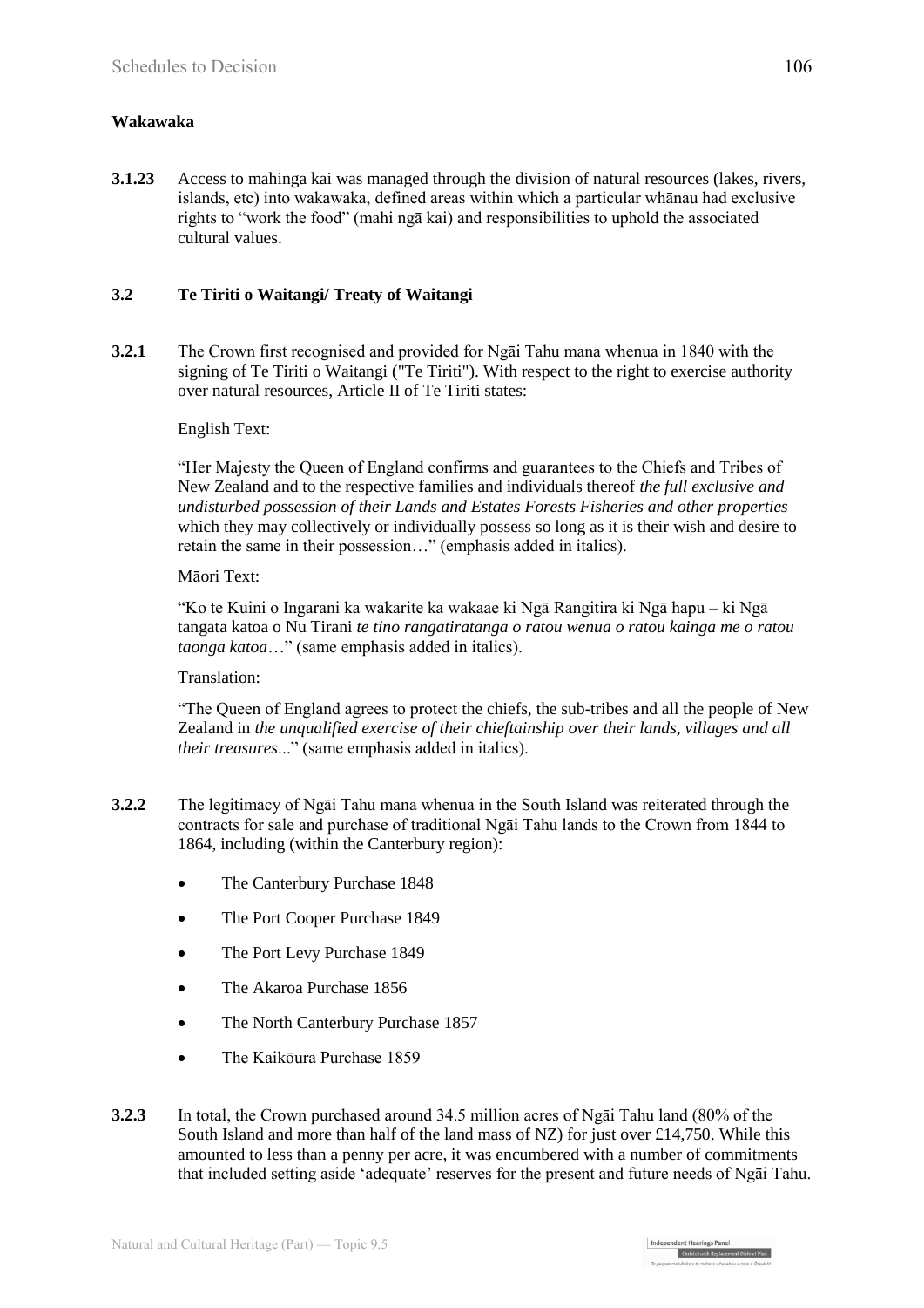**Wakawaka**

**3.1.23** Access to mahinga kai was managed through the division of natural resources (lakes, rivers, islands, etc) into wakawaka, defined areas within which a particular whānau had exclusive rights to "work the food" (mahi ngā kai) and responsibilities to uphold the associated cultural values.

### 3.2 Te Tiriti o Waitangi/ Treaty of Waitangi

**3.2.1** The Crown first recognised and provided for Ngāi Tahu mana whenua in 1840 with the signing of Te Tiriti o Waitangi ("Te Tiriti"). With respect to the right to exercise authority over natural resources, Article II of Te Tiriti states:

English Text:

"Her Majesty the Queen of England confirms and guarantees to the Chiefs and Tribes of New Zealand and to the respective families and individuals thereof *the full exclusive and undisturbed possession of their Lands and Estates Forests Fisheries and other properties* which they may collectively or individually possess so long as it is their wish and desire to retain the same in their possession…" (emphasis added in italics).

Māori Text:

"Ko te Kuini o Ingarani ka wakarite ka wakaae ki Ngā Rangitira ki Ngā hapu – ki Ngā tangata katoa o Nu Tirani *te tino rangatiratanga o ratou wenua o ratou kainga me o ratou taonga katoa*…" (same emphasis added in italics).

Translation:

"The Queen of England agrees to protect the chiefs, the sub-tribes and all the people of New Zealand in *the unqualified exercise of their chieftainship over their lands, villages and all their treasures*..." (same emphasis added in italics).

**3.2.2** The legitimacy of Ngāi Tahu mana whenua in the South Island was reiterated through the contracts for sale and purchase of traditional Ngāi Tahu lands to the Crown from 1844 to 1864, including (within the Canterbury region):

- The Canterbury Purchase 1848
- The Port Cooper Purchase 1849
- The Port Levy Purchase 1849
- The Akaroa Purchase 1856
- The North Canterbury Purchase 1857
- The Kaikōura Purchase 1859

**3.2.3** In total, the Crown purchased around 34.5 million acres of Ngāi Tahu land (80% of the South Island and more than half of the land mass of NZ) for just over £14,750. While this amounted to less than a penny per acre, it was encumbered with a number of commitments that included setting aside 'adequate' reserves for the present and future needs of Ngāi Tahu.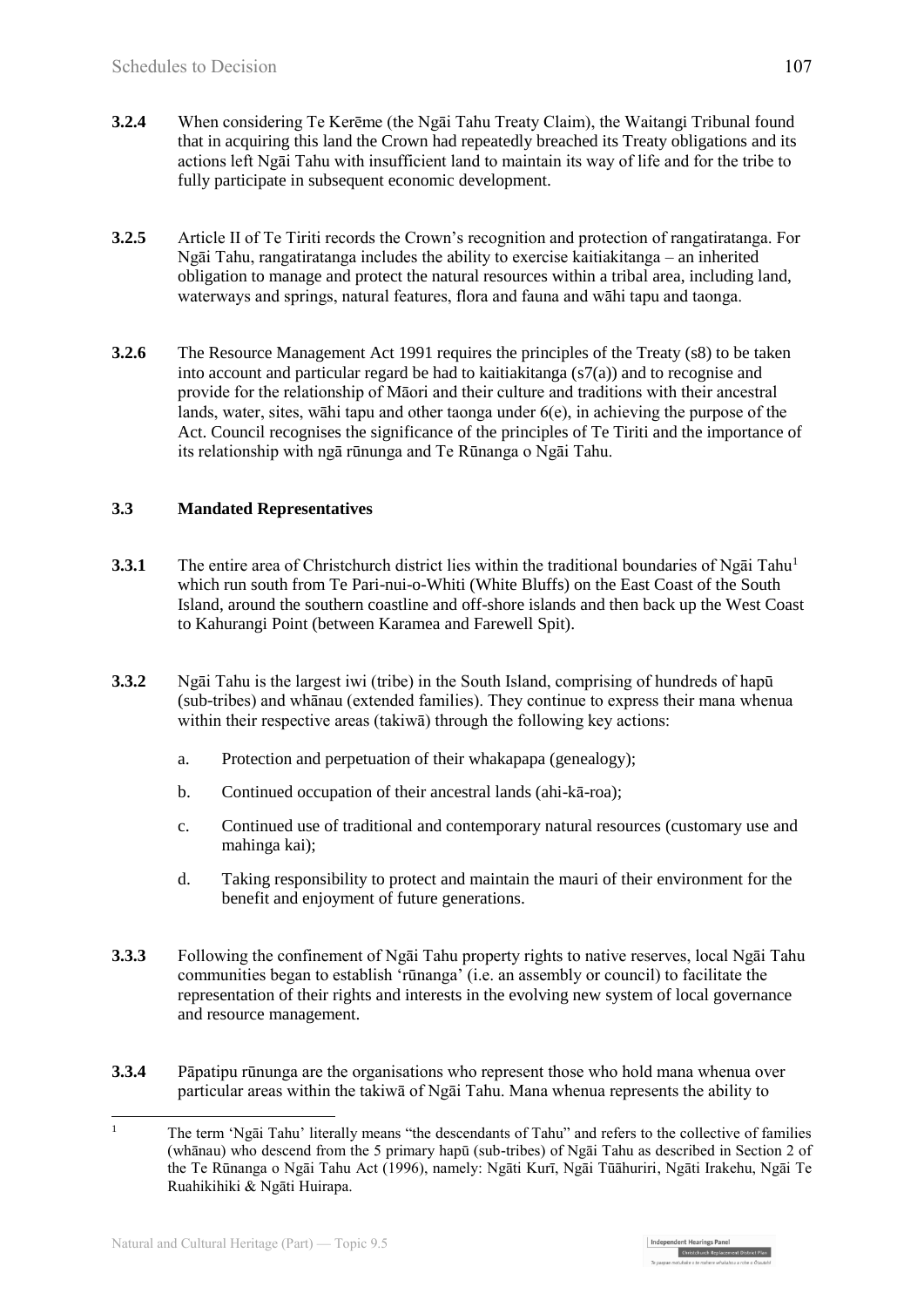**3.2.4** When considering Te Kerēme (the Ngāi Tahu Treaty Claim), the Waitangi Tribunal found that in acquiring this land the Crown had repeatedly breached its Treaty obligations and its actions left Ngāi Tahu with insufficient land to maintain its way of life and for the tribe to fully participate in subsequent economic development.

**3.2.5** Article II of Te Tiriti records the Crown's recognition and protection of rangatiratanga. For Ngāi Tahu, rangatiratanga includes the ability to exercise kaitiakitanga – an inherited obligation to manage and protect the natural resources within a tribal area, including land, waterways and springs, natural features, flora and fauna and wāhi tapu and taonga.

**3.2.6** The Resource Management Act 1991 requires the principles of the Treaty (s8) to be taken into account and particular regard be had to kaitiakitanga (s7(a)) and to recognise and provide for the relationship of Māori and their culture and traditions with their ancestral lands, water, sites, wāhi tapu and other taonga under 6(e), in achieving the purpose of the Act. Council recognises the significance of the principles of Te Tiriti and the importance of its relationship with ngā rūnunga and Te Rūnanga o Ngāi Tahu.

### 3.3 Mandated Representatives

**3.3.1** The entire area of Christchurch district lies within the traditional boundaries of Ngāi Tahu[1] which run south from Te Pari-nui-o-Whiti (White Bluffs) on the East Coast of the South Island, around the southern coastline and off-shore islands and then back up the West Coast to Kahurangi Point (between Karamea and Farewell Spit).

**3.3.2** Ngāi Tahu is the largest iwi (tribe) in the South Island, comprising of hundreds of hapū (sub-tribes) and whānau (extended families). They continue to express their mana whenua within their respective areas (takiwā) through the following key actions:

a. Protection and perpetuation of their whakapapa (genealogy);

b. Continued occupation of their ancestral lands (ahi-kā-roa);

c. Continued use of traditional and contemporary natural resources (customary use and mahinga kai);

d. Taking responsibility to protect and maintain the mauri of their environment for the benefit and enjoyment of future generations.

**3.3.3** Following the confinement of Ngāi Tahu property rights to native reserves, local Ngāi Tahu communities began to establish 'rūnanga' (i.e. an assembly or council) to facilitate the representation of their rights and interests in the evolving new system of local governance and resource management.

**3.3.4** Pāpatipu rūnunga are the organisations who represent those who hold mana whenua over particular areas within the takiwā of Ngāi Tahu. Mana whenua represents the ability to

[1] The term 'Ngāi Tahu' literally means "the descendants of Tahu" and refers to the collective of families (whānau) who descend from the 5 primary hapū (sub-tribes) of Ngāi Tahu as described in Section 2 of the Te Rūnanga o Ngāi Tahu Act (1996), namely: Ngāti Kurī, Ngāi Tūāhuriri, Ngāti Irakehu, Ngāi Te Ruahikihiki & Ngāti Huirapa.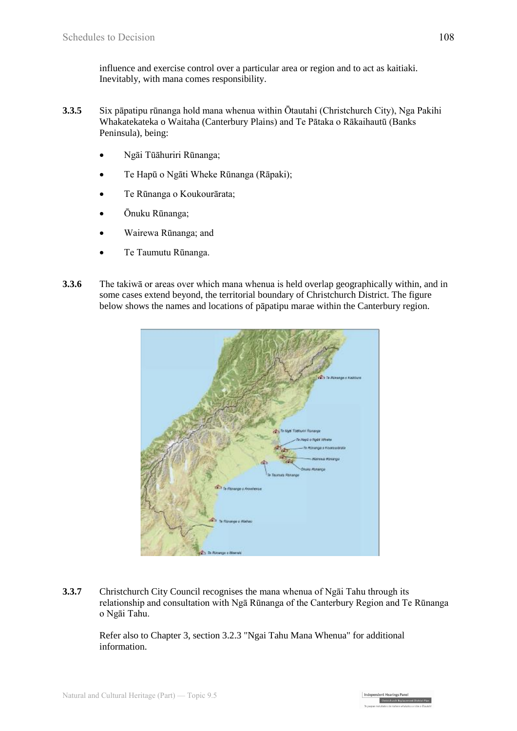influence and exercise control over a particular area or region and to act as kaitiaki. Inevitably, with mana comes responsibility.

**3.3.5** Six pāpatipu rūnanga hold mana whenua within Ōtautahi (Christchurch City), Nga Pakihi Whakatekateka o Waitaha (Canterbury Plains) and Te Pātaka o Rākaihautū (Banks Peninsula), being:

- Ngāi Tūāhuriri Rūnanga;
- Te Hapū o Ngāti Wheke Rūnanga (Rāpaki);
- Te Rūnanga o Koukourārata;
- Ōnuku Rūnanga;
- Wairewa Rūnanga; and
- Te Taumutu Rūnanga.

**3.3.6** The takiwā or areas over which mana whenua is held overlap geographically within, and in some cases extend beyond, the territorial boundary of Christchurch District. The figure below shows the names and locations of pāpatipu marae within the Canterbury region.

**3.3.7** Christchurch City Council recognises the mana whenua of Ngāi Tahu through its relationship and consultation with Ngā Rūnanga of the Canterbury Region and Te Rūnanga o Ngāi Tahu.

Refer also to Chapter 3, section 3.2.3 "Ngai Tahu Mana Whenua" for additional information.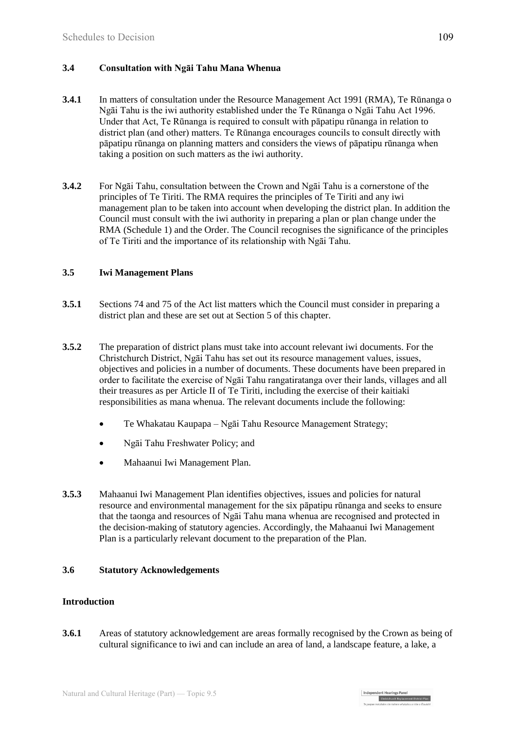### 3.4 Consultation with Ngāi Tahu Mana Whenua

**3.4.1** In matters of consultation under the Resource Management Act 1991 (RMA), Te Rūnanga o Ngāi Tahu is the iwi authority established under the Te Rūnanga o Ngāi Tahu Act 1996. Under that Act, Te Rūnanga is required to consult with pāpatipu rūnanga in relation to district plan (and other) matters. Te Rūnanga encourages councils to consult directly with pāpatipu rūnanga on planning matters and considers the views of pāpatipu rūnanga when taking a position on such matters as the iwi authority.

**3.4.2** For Ngāi Tahu, consultation between the Crown and Ngāi Tahu is a cornerstone of the principles of Te Tiriti. The RMA requires the principles of Te Tiriti and any iwi management plan to be taken into account when developing the district plan. In addition the Council must consult with the iwi authority in preparing a plan or plan change under the RMA (Schedule 1) and the Order. The Council recognises the significance of the principles of Te Tiriti and the importance of its relationship with Ngāi Tahu.

### 3.5 Iwi Management Plans

**3.5.1** Sections 74 and 75 of the Act list matters which the Council must consider in preparing a district plan and these are set out at Section 5 of this chapter.

**3.5.2** The preparation of district plans must take into account relevant iwi documents. For the Christchurch District, Ngāi Tahu has set out its resource management values, issues, objectives and policies in a number of documents. These documents have been prepared in order to facilitate the exercise of Ngāi Tahu rangatiratanga over their lands, villages and all their treasures as per Article II of Te Tiriti, including the exercise of their kaitiaki responsibilities as mana whenua. The relevant documents include the following:

- Te Whakatau Kaupapa – Ngāi Tahu Resource Management Strategy;
- Ngāi Tahu Freshwater Policy; and
- Mahaanui Iwi Management Plan.

**3.5.3** Mahaanui Iwi Management Plan identifies objectives, issues and policies for natural resource and environmental management for the six pāpatipu rūnanga and seeks to ensure that the taonga and resources of Ngāi Tahu mana whenua are recognised and protected in the decision-making of statutory agencies. Accordingly, the Mahaanui Iwi Management Plan is a particularly relevant document to the preparation of the Plan.

### 3.6 Statutory Acknowledgements

#### Introduction

**3.6.1** Areas of statutory acknowledgement are areas formally recognised by the Crown as being of cultural significance to iwi and can include an area of land, a landscape feature, a lake, a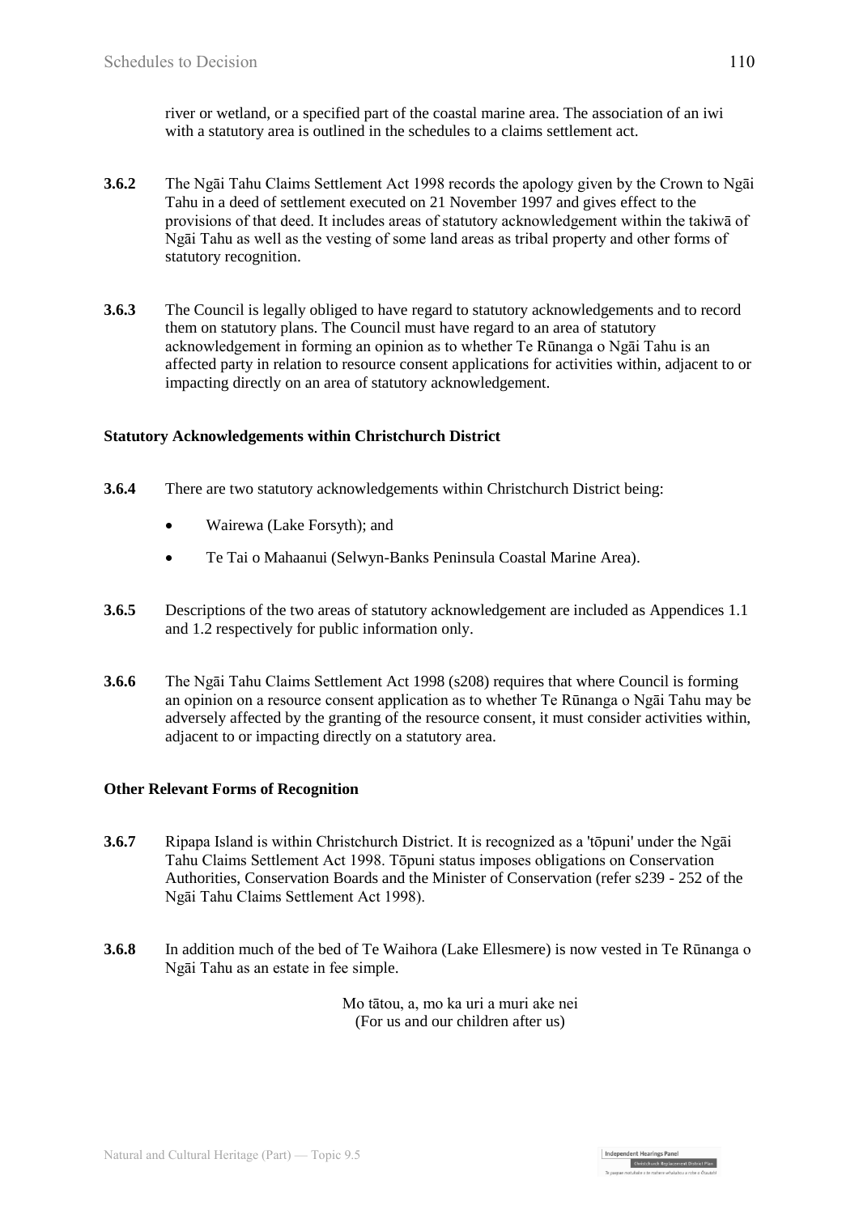river or wetland, or a specified part of the coastal marine area. The association of an iwi with a statutory area is outlined in the schedules to a claims settlement act.

**3.6.2** The Ngāi Tahu Claims Settlement Act 1998 records the apology given by the Crown to Ngāi Tahu in a deed of settlement executed on 21 November 1997 and gives effect to the provisions of that deed. It includes areas of statutory acknowledgement within the takiwā of Ngāi Tahu as well as the vesting of some land areas as tribal property and other forms of statutory recognition.

**3.6.3** The Council is legally obliged to have regard to statutory acknowledgements and to record them on statutory plans. The Council must have regard to an area of statutory acknowledgement in forming an opinion as to whether Te Rūnanga o Ngāi Tahu is an affected party in relation to resource consent applications for activities within, adjacent to or impacting directly on an area of statutory acknowledgement.

**Statutory Acknowledgements within Christchurch District**

**3.6.4** There are two statutory acknowledgements within Christchurch District being:

- Wairewa (Lake Forsyth); and
- Te Tai o Mahaanui (Selwyn-Banks Peninsula Coastal Marine Area).

**3.6.5** Descriptions of the two areas of statutory acknowledgement are included as Appendices 1.1 and 1.2 respectively for public information only.

**3.6.6** The Ngāi Tahu Claims Settlement Act 1998 (s208) requires that where Council is forming an opinion on a resource consent application as to whether Te Rūnanga o Ngāi Tahu may be adversely affected by the granting of the resource consent, it must consider activities within, adjacent to or impacting directly on a statutory area.

**Other Relevant Forms of Recognition**

**3.6.7** Ripapa Island is within Christchurch District. It is recognized as a 'tōpuni' under the Ngāi Tahu Claims Settlement Act 1998. Tōpuni status imposes obligations on Conservation Authorities, Conservation Boards and the Minister of Conservation (refer s239 - 252 of the Ngāi Tahu Claims Settlement Act 1998).

**3.6.8** In addition much of the bed of Te Waihora (Lake Ellesmere) is now vested in Te Rūnanga o Ngāi Tahu as an estate in fee simple.

Mo tātou, a, mo ka uri a muri ake nei
(For us and our children after us)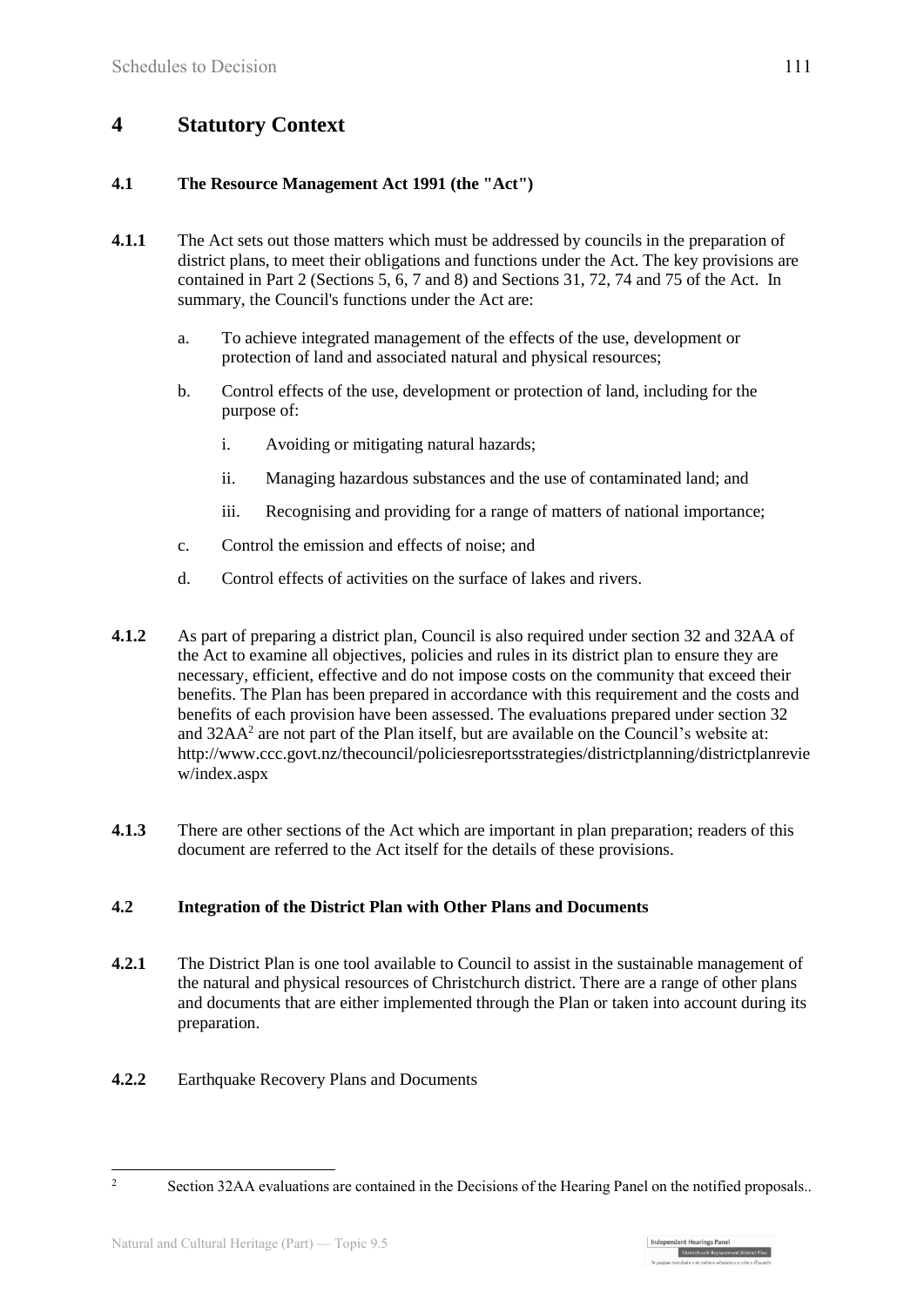# 4 Statutory Context

## 4.1 The Resource Management Act 1991 (the "Act")

**4.1.1** The Act sets out those matters which must be addressed by councils in the preparation of district plans, to meet their obligations and functions under the Act. The key provisions are contained in Part 2 (Sections 5, 6, 7 and 8) and Sections 31, 72, 74 and 75 of the Act. In summary, the Council's functions under the Act are:

a. To achieve integrated management of the effects of the use, development or protection of land and associated natural and physical resources;

b. Control effects of the use, development or protection of land, including for the purpose of:

   i. Avoiding or mitigating natural hazards;

   ii. Managing hazardous substances and the use of contaminated land; and

   iii. Recognising and providing for a range of matters of national importance;

c. Control the emission and effects of noise; and

d. Control effects of activities on the surface of lakes and rivers.

**4.1.2** As part of preparing a district plan, Council is also required under section 32 and 32AA of the Act to examine all objectives, policies and rules in its district plan to ensure they are necessary, efficient, effective and do not impose costs on the community that exceed their benefits. The Plan has been prepared in accordance with this requirement and the costs and benefits of each provision have been assessed. The evaluations prepared under section 32 and 32AA[2] are not part of the Plan itself, but are available on the Council's website at: http://www.ccc.govt.nz/thecouncil/policiesreportsstrategies/districtplanning/districtplanreview/index.aspx

**4.1.3** There are other sections of the Act which are important in plan preparation; readers of this document are referred to the Act itself for the details of these provisions.

## 4.2 Integration of the District Plan with Other Plans and Documents

**4.2.1** The District Plan is one tool available to Council to assist in the sustainable management of the natural and physical resources of Christchurch district. There are a range of other plans and documents that are either implemented through the Plan or taken into account during its preparation.

**4.2.2** Earthquake Recovery Plans and Documents

[2] Section 32AA evaluations are contained in the Decisions of the Hearing Panel on the notified proposals..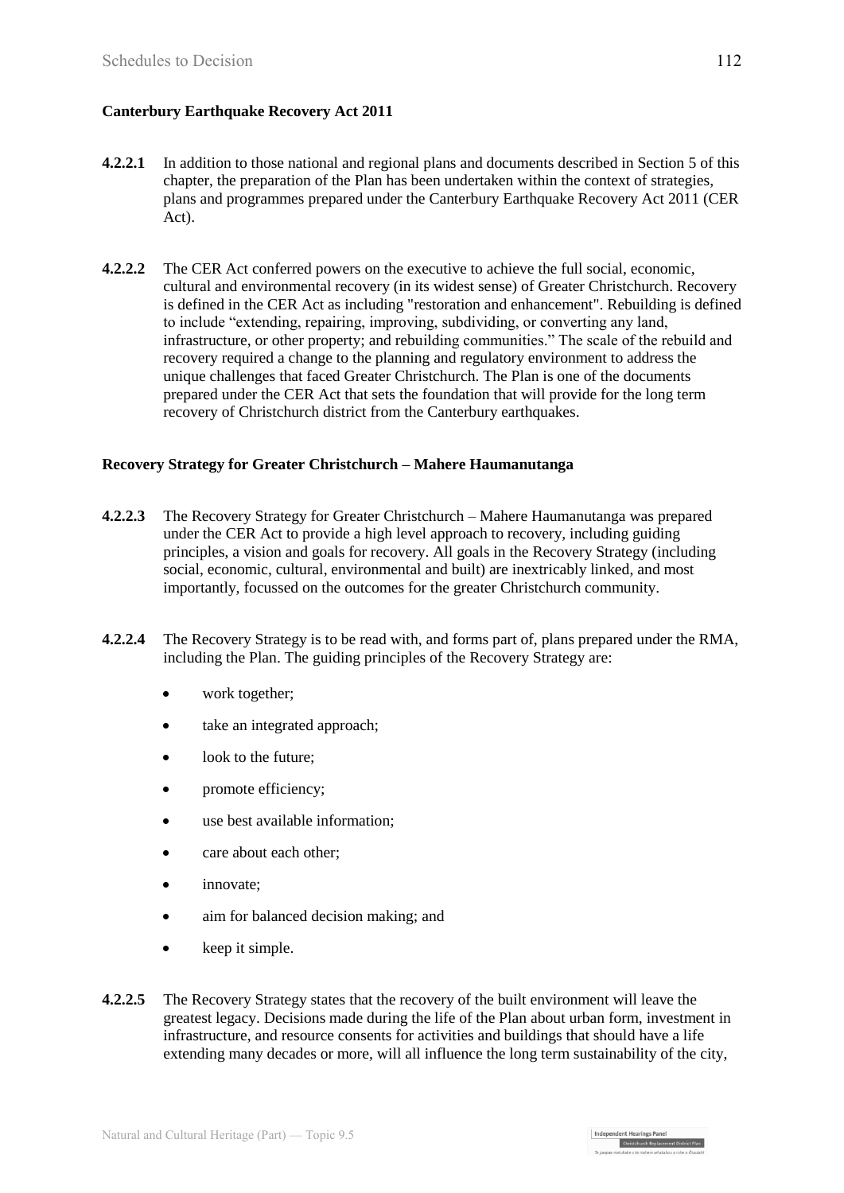**Canterbury Earthquake Recovery Act 2011**

**4.2.2.1** In addition to those national and regional plans and documents described in Section 5 of this chapter, the preparation of the Plan has been undertaken within the context of strategies, plans and programmes prepared under the Canterbury Earthquake Recovery Act 2011 (CER Act).

**4.2.2.2** The CER Act conferred powers on the executive to achieve the full social, economic, cultural and environmental recovery (in its widest sense) of Greater Christchurch. Recovery is defined in the CER Act as including "restoration and enhancement". Rebuilding is defined to include "extending, repairing, improving, subdividing, or converting any land, infrastructure, or other property; and rebuilding communities." The scale of the rebuild and recovery required a change to the planning and regulatory environment to address the unique challenges that faced Greater Christchurch. The Plan is one of the documents prepared under the CER Act that sets the foundation that will provide for the long term recovery of Christchurch district from the Canterbury earthquakes.

**Recovery Strategy for Greater Christchurch – Mahere Haumanutanga**

**4.2.2.3** The Recovery Strategy for Greater Christchurch – Mahere Haumanutanga was prepared under the CER Act to provide a high level approach to recovery, including guiding principles, a vision and goals for recovery. All goals in the Recovery Strategy (including social, economic, cultural, environmental and built) are inextricably linked, and most importantly, focussed on the outcomes for the greater Christchurch community.

**4.2.2.4** The Recovery Strategy is to be read with, and forms part of, plans prepared under the RMA, including the Plan. The guiding principles of the Recovery Strategy are:

- work together;
- take an integrated approach;
- look to the future;
- promote efficiency;
- use best available information;
- care about each other;
- innovate;
- aim for balanced decision making; and
- keep it simple.

**4.2.2.5** The Recovery Strategy states that the recovery of the built environment will leave the greatest legacy. Decisions made during the life of the Plan about urban form, investment in infrastructure, and resource consents for activities and buildings that should have a life extending many decades or more, will all influence the long term sustainability of the city,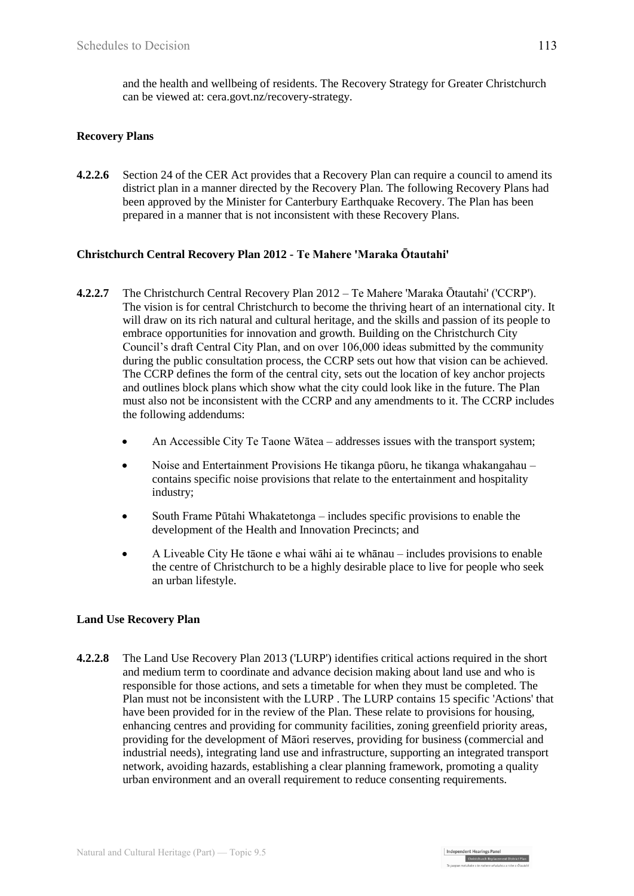and the health and wellbeing of residents. The Recovery Strategy for Greater Christchurch can be viewed at: cera.govt.nz/recovery-strategy.

**Recovery Plans**

**4.2.2.6** Section 24 of the CER Act provides that a Recovery Plan can require a council to amend its district plan in a manner directed by the Recovery Plan. The following Recovery Plans had been approved by the Minister for Canterbury Earthquake Recovery. The Plan has been prepared in a manner that is not inconsistent with these Recovery Plans.

**Christchurch Central Recovery Plan 2012 - Te Mahere 'Maraka Ōtautahi'**

**4.2.2.7** The Christchurch Central Recovery Plan 2012 – Te Mahere 'Maraka Ōtautahi' ('CCRP'). The vision is for central Christchurch to become the thriving heart of an international city. It will draw on its rich natural and cultural heritage, and the skills and passion of its people to embrace opportunities for innovation and growth. Building on the Christchurch City Council's draft Central City Plan, and on over 106,000 ideas submitted by the community during the public consultation process, the CCRP sets out how that vision can be achieved. The CCRP defines the form of the central city, sets out the location of key anchor projects and outlines block plans which show what the city could look like in the future. The Plan must also not be inconsistent with the CCRP and any amendments to it. The CCRP includes the following addendums:

- An Accessible City Te Taone Wātea – addresses issues with the transport system;
- Noise and Entertainment Provisions He tikanga pūoru, he tikanga whakangahau – contains specific noise provisions that relate to the entertainment and hospitality industry;
- South Frame Pūtahi Whakatetonga – includes specific provisions to enable the development of the Health and Innovation Precincts; and
- A Liveable City He tāone e whai wāhi ai te whānau – includes provisions to enable the centre of Christchurch to be a highly desirable place to live for people who seek an urban lifestyle.

**Land Use Recovery Plan**

**4.2.2.8** The Land Use Recovery Plan 2013 ('LURP') identifies critical actions required in the short and medium term to coordinate and advance decision making about land use and who is responsible for those actions, and sets a timetable for when they must be completed. The Plan must not be inconsistent with the LURP . The LURP contains 15 specific 'Actions' that have been provided for in the review of the Plan. These relate to provisions for housing, enhancing centres and providing for community facilities, zoning greenfield priority areas, providing for the development of Māori reserves, providing for business (commercial and industrial needs), integrating land use and infrastructure, supporting an integrated transport network, avoiding hazards, establishing a clear planning framework, promoting a quality urban environment and an overall requirement to reduce consenting requirements.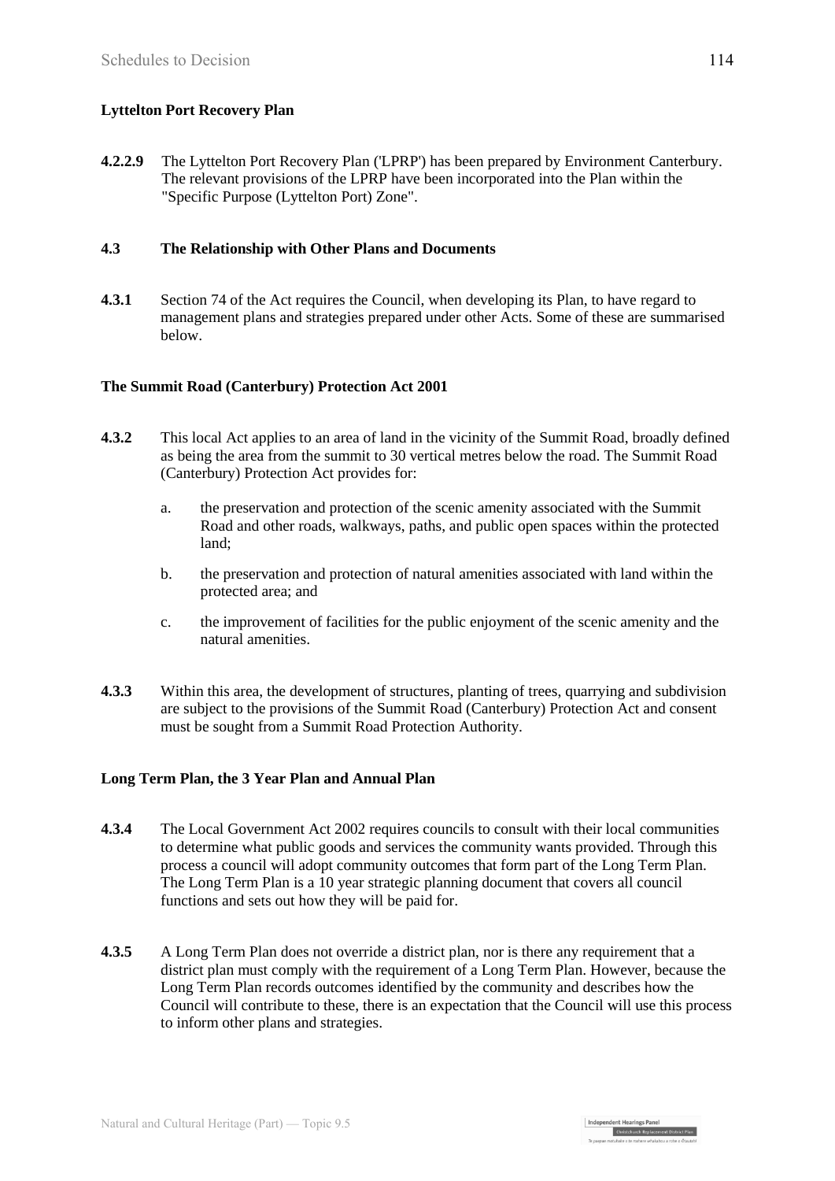**Lyttelton Port Recovery Plan**

**4.2.2.9** The Lyttelton Port Recovery Plan ('LPRP') has been prepared by Environment Canterbury. The relevant provisions of the LPRP have been incorporated into the Plan within the "Specific Purpose (Lyttelton Port) Zone".

## 4.3 The Relationship with Other Plans and Documents

**4.3.1** Section 74 of the Act requires the Council, when developing its Plan, to have regard to management plans and strategies prepared under other Acts. Some of these are summarised below.

**The Summit Road (Canterbury) Protection Act 2001**

**4.3.2** This local Act applies to an area of land in the vicinity of the Summit Road, broadly defined as being the area from the summit to 30 vertical metres below the road. The Summit Road (Canterbury) Protection Act provides for:

a. the preservation and protection of the scenic amenity associated with the Summit Road and other roads, walkways, paths, and public open spaces within the protected land;

b. the preservation and protection of natural amenities associated with land within the protected area; and

c. the improvement of facilities for the public enjoyment of the scenic amenity and the natural amenities.

**4.3.3** Within this area, the development of structures, planting of trees, quarrying and subdivision are subject to the provisions of the Summit Road (Canterbury) Protection Act and consent must be sought from a Summit Road Protection Authority.

**Long Term Plan, the 3 Year Plan and Annual Plan**

**4.3.4** The Local Government Act 2002 requires councils to consult with their local communities to determine what public goods and services the community wants provided. Through this process a council will adopt community outcomes that form part of the Long Term Plan. The Long Term Plan is a 10 year strategic planning document that covers all council functions and sets out how they will be paid for.

**4.3.5** A Long Term Plan does not override a district plan, nor is there any requirement that a district plan must comply with the requirement of a Long Term Plan. However, because the Long Term Plan records outcomes identified by the community and describes how the Council will contribute to these, there is an expectation that the Council will use this process to inform other plans and strategies.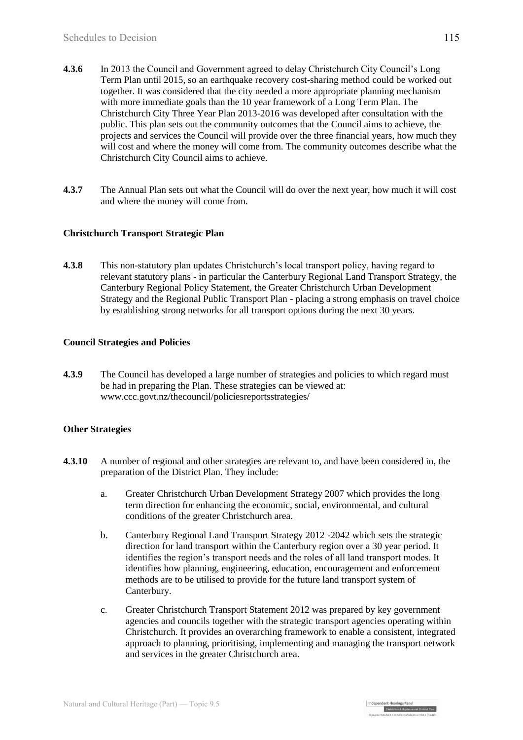**4.3.6** In 2013 the Council and Government agreed to delay Christchurch City Council's Long Term Plan until 2015, so an earthquake recovery cost-sharing method could be worked out together. It was considered that the city needed a more appropriate planning mechanism with more immediate goals than the 10 year framework of a Long Term Plan. The Christchurch City Three Year Plan 2013-2016 was developed after consultation with the public. This plan sets out the community outcomes that the Council aims to achieve, the projects and services the Council will provide over the three financial years, how much they will cost and where the money will come from. The community outcomes describe what the Christchurch City Council aims to achieve.

**4.3.7** The Annual Plan sets out what the Council will do over the next year, how much it will cost and where the money will come from.

**Christchurch Transport Strategic Plan**

**4.3.8** This non-statutory plan updates Christchurch's local transport policy, having regard to relevant statutory plans - in particular the Canterbury Regional Land Transport Strategy, the Canterbury Regional Policy Statement, the Greater Christchurch Urban Development Strategy and the Regional Public Transport Plan - placing a strong emphasis on travel choice by establishing strong networks for all transport options during the next 30 years.

**Council Strategies and Policies**

**4.3.9** The Council has developed a large number of strategies and policies to which regard must be had in preparing the Plan. These strategies can be viewed at: www.ccc.govt.nz/thecouncil/policiesreportsstrategies/

**Other Strategies**

**4.3.10** A number of regional and other strategies are relevant to, and have been considered in, the preparation of the District Plan. They include:

a. Greater Christchurch Urban Development Strategy 2007 which provides the long term direction for enhancing the economic, social, environmental, and cultural conditions of the greater Christchurch area.

b. Canterbury Regional Land Transport Strategy 2012 -2042 which sets the strategic direction for land transport within the Canterbury region over a 30 year period. It identifies the region's transport needs and the roles of all land transport modes. It identifies how planning, engineering, education, encouragement and enforcement methods are to be utilised to provide for the future land transport system of Canterbury.

c. Greater Christchurch Transport Statement 2012 was prepared by key government agencies and councils together with the strategic transport agencies operating within Christchurch. It provides an overarching framework to enable a consistent, integrated approach to planning, prioritising, implementing and managing the transport network and services in the greater Christchurch area.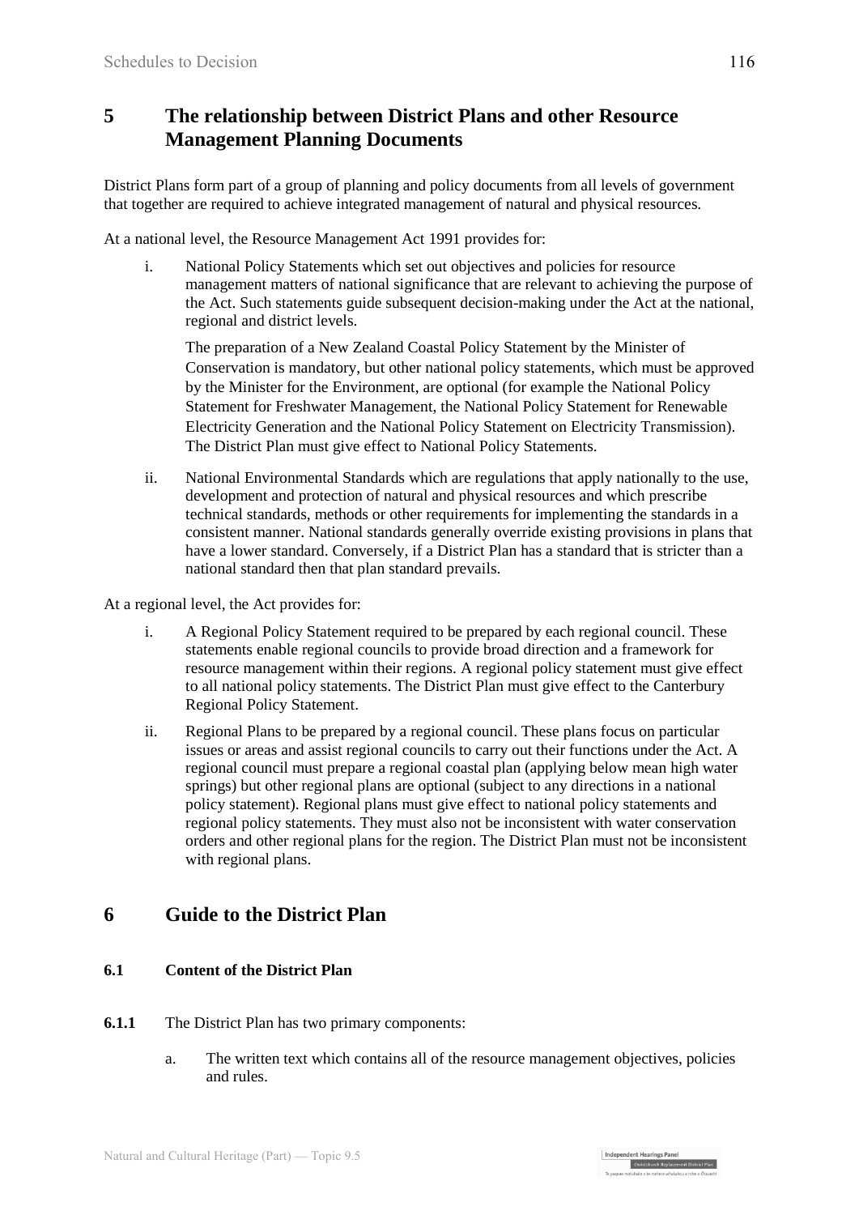## 5 The relationship between District Plans and other Resource Management Planning Documents

District Plans form part of a group of planning and policy documents from all levels of government that together are required to achieve integrated management of natural and physical resources.

At a national level, the Resource Management Act 1991 provides for:

i. National Policy Statements which set out objectives and policies for resource management matters of national significance that are relevant to achieving the purpose of the Act. Such statements guide subsequent decision-making under the Act at the national, regional and district levels.

   The preparation of a New Zealand Coastal Policy Statement by the Minister of Conservation is mandatory, but other national policy statements, which must be approved by the Minister for the Environment, are optional (for example the National Policy Statement for Freshwater Management, the National Policy Statement for Renewable Electricity Generation and the National Policy Statement on Electricity Transmission). The District Plan must give effect to National Policy Statements.

ii. National Environmental Standards which are regulations that apply nationally to the use, development and protection of natural and physical resources and which prescribe technical standards, methods or other requirements for implementing the standards in a consistent manner. National standards generally override existing provisions in plans that have a lower standard. Conversely, if a District Plan has a standard that is stricter than a national standard then that plan standard prevails.

At a regional level, the Act provides for:

i. A Regional Policy Statement required to be prepared by each regional council. These statements enable regional councils to provide broad direction and a framework for resource management within their regions. A regional policy statement must give effect to all national policy statements. The District Plan must give effect to the Canterbury Regional Policy Statement.

ii. Regional Plans to be prepared by a regional council. These plans focus on particular issues or areas and assist regional councils to carry out their functions under the Act. A regional council must prepare a regional coastal plan (applying below mean high water springs) but other regional plans are optional (subject to any directions in a national policy statement). Regional plans must give effect to national policy statements and regional policy statements. They must also not be inconsistent with water conservation orders and other regional plans for the region. The District Plan must not be inconsistent with regional plans.

## 6 Guide to the District Plan

### 6.1 Content of the District Plan

**6.1.1** The District Plan has two primary components:

a. The written text which contains all of the resource management objectives, policies and rules.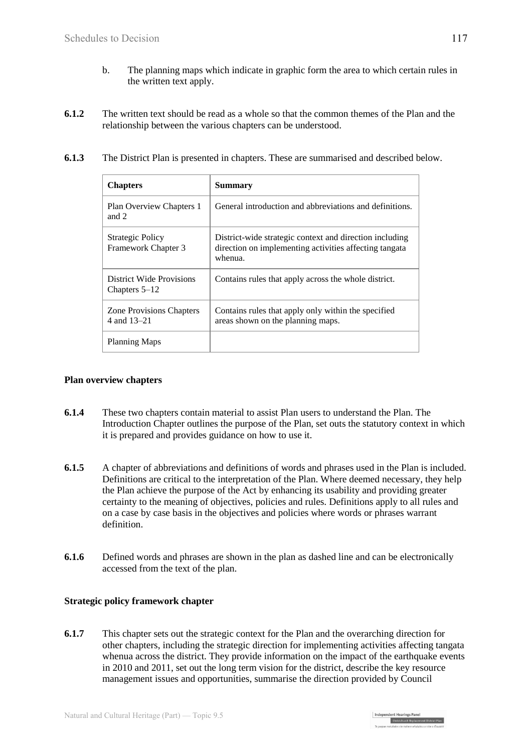b. The planning maps which indicate in graphic form the area to which certain rules in the written text apply.

**6.1.2** The written text should be read as a whole so that the common themes of the Plan and the relationship between the various chapters can be understood.

**6.1.3** The District Plan is presented in chapters. These are summarised and described below.

| **Chapters** | **Summary** |
| --- | --- |
| Plan Overview Chapters 1 and 2 | General introduction and abbreviations and definitions. |
| Strategic Policy Framework Chapter 3 | District-wide strategic context and direction including direction on implementing activities affecting tangata whenua. |
| District Wide Provisions Chapters 5–12 | Contains rules that apply across the whole district. |
| Zone Provisions Chapters 4 and 13–21 | Contains rules that apply only within the specified areas shown on the planning maps. |
| Planning Maps | |

**Plan overview chapters**

**6.1.4** These two chapters contain material to assist Plan users to understand the Plan. The Introduction Chapter outlines the purpose of the Plan, set outs the statutory context in which it is prepared and provides guidance on how to use it.

**6.1.5** A chapter of abbreviations and definitions of words and phrases used in the Plan is included. Definitions are critical to the interpretation of the Plan. Where deemed necessary, they help the Plan achieve the purpose of the Act by enhancing its usability and providing greater certainty to the meaning of objectives, policies and rules. Definitions apply to all rules and on a case by case basis in the objectives and policies where words or phrases warrant definition.

**6.1.6** Defined words and phrases are shown in the plan as dashed line and can be electronically accessed from the text of the plan.

**Strategic policy framework chapter**

**6.1.7** This chapter sets out the strategic context for the Plan and the overarching direction for other chapters, including the strategic direction for implementing activities affecting tangata whenua across the district. They provide information on the impact of the earthquake events in 2010 and 2011, set out the long term vision for the district, describe the key resource management issues and opportunities, summarise the direction provided by Council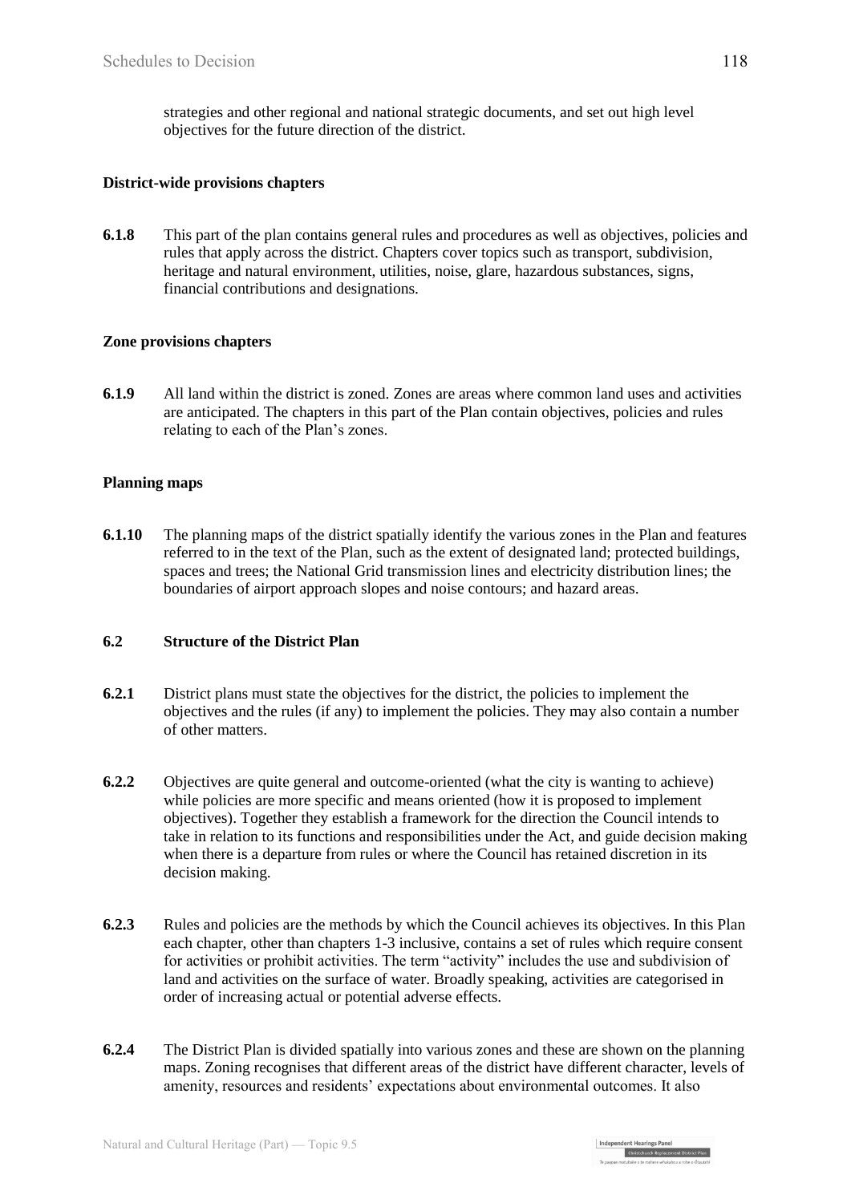strategies and other regional and national strategic documents, and set out high level objectives for the future direction of the district.

**District-wide provisions chapters**

**6.1.8** This part of the plan contains general rules and procedures as well as objectives, policies and rules that apply across the district. Chapters cover topics such as transport, subdivision, heritage and natural environment, utilities, noise, glare, hazardous substances, signs, financial contributions and designations.

**Zone provisions chapters**

**6.1.9** All land within the district is zoned. Zones are areas where common land uses and activities are anticipated. The chapters in this part of the Plan contain objectives, policies and rules relating to each of the Plan's zones.

**Planning maps**

**6.1.10** The planning maps of the district spatially identify the various zones in the Plan and features referred to in the text of the Plan, such as the extent of designated land; protected buildings, spaces and trees; the National Grid transmission lines and electricity distribution lines; the boundaries of airport approach slopes and noise contours; and hazard areas.

**6.2 Structure of the District Plan**

**6.2.1** District plans must state the objectives for the district, the policies to implement the objectives and the rules (if any) to implement the policies. They may also contain a number of other matters.

**6.2.2** Objectives are quite general and outcome-oriented (what the city is wanting to achieve) while policies are more specific and means oriented (how it is proposed to implement objectives). Together they establish a framework for the direction the Council intends to take in relation to its functions and responsibilities under the Act, and guide decision making when there is a departure from rules or where the Council has retained discretion in its decision making.

**6.2.3** Rules and policies are the methods by which the Council achieves its objectives. In this Plan each chapter, other than chapters 1-3 inclusive, contains a set of rules which require consent for activities or prohibit activities. The term "activity" includes the use and subdivision of land and activities on the surface of water. Broadly speaking, activities are categorised in order of increasing actual or potential adverse effects.

**6.2.4** The District Plan is divided spatially into various zones and these are shown on the planning maps. Zoning recognises that different areas of the district have different character, levels of amenity, resources and residents' expectations about environmental outcomes. It also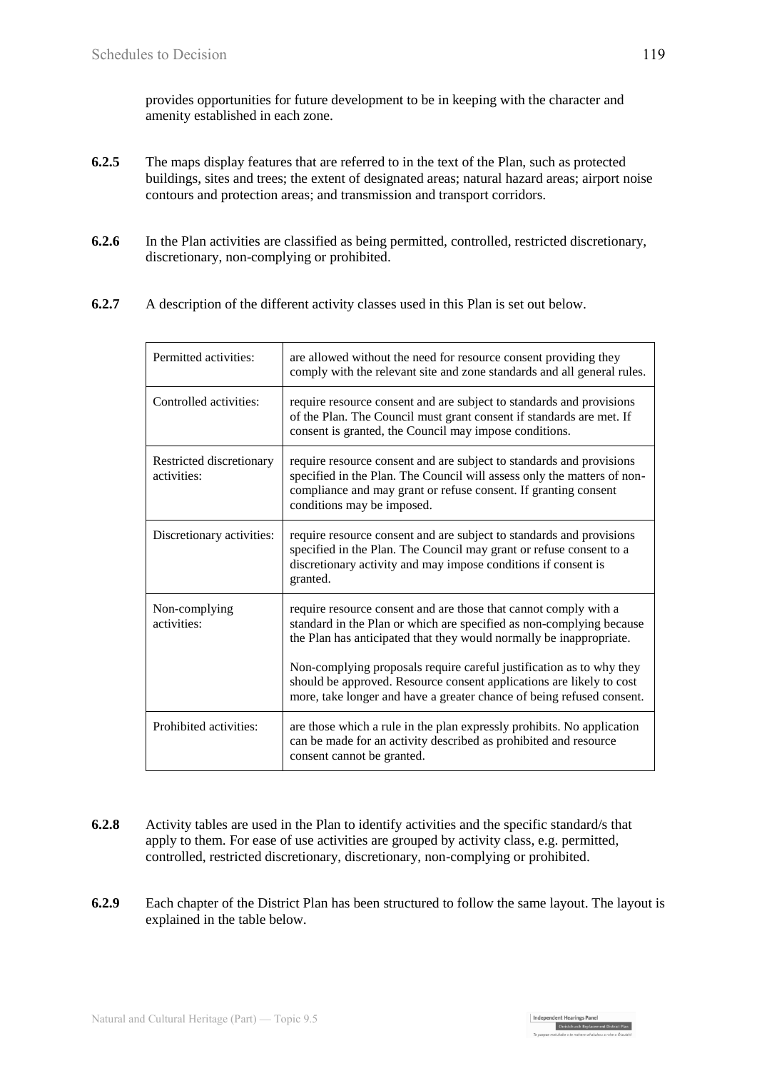provides opportunities for future development to be in keeping with the character and amenity established in each zone.

**6.2.5** The maps display features that are referred to in the text of the Plan, such as protected buildings, sites and trees; the extent of designated areas; natural hazard areas; airport noise contours and protection areas; and transmission and transport corridors.

**6.2.6** In the Plan activities are classified as being permitted, controlled, restricted discretionary, discretionary, non-complying or prohibited.

**6.2.7** A description of the different activity classes used in this Plan is set out below.

| | |
|---|---|
| Permitted activities: | are allowed without the need for resource consent providing they comply with the relevant site and zone standards and all general rules. |
| Controlled activities: | require resource consent and are subject to standards and provisions of the Plan. The Council must grant consent if standards are met. If consent is granted, the Council may impose conditions. |
| Restricted discretionary activities: | require resource consent and are subject to standards and provisions specified in the Plan. The Council will assess only the matters of non-compliance and may grant or refuse consent. If granting consent conditions may be imposed. |
| Discretionary activities: | require resource consent and are subject to standards and provisions specified in the Plan. The Council may grant or refuse consent to a discretionary activity and may impose conditions if consent is granted. |
| Non-complying activities: | require resource consent and are those that cannot comply with a standard in the Plan or which are specified as non-complying because the Plan has anticipated that they would normally be inappropriate.<br><br>Non-complying proposals require careful justification as to why they should be approved. Resource consent applications are likely to cost more, take longer and have a greater chance of being refused consent. |
| Prohibited activities: | are those which a rule in the plan expressly prohibits. No application can be made for an activity described as prohibited and resource consent cannot be granted. |

**6.2.8** Activity tables are used in the Plan to identify activities and the specific standard/s that apply to them. For ease of use activities are grouped by activity class, e.g. permitted, controlled, restricted discretionary, discretionary, non-complying or prohibited.

**6.2.9** Each chapter of the District Plan has been structured to follow the same layout. The layout is explained in the table below.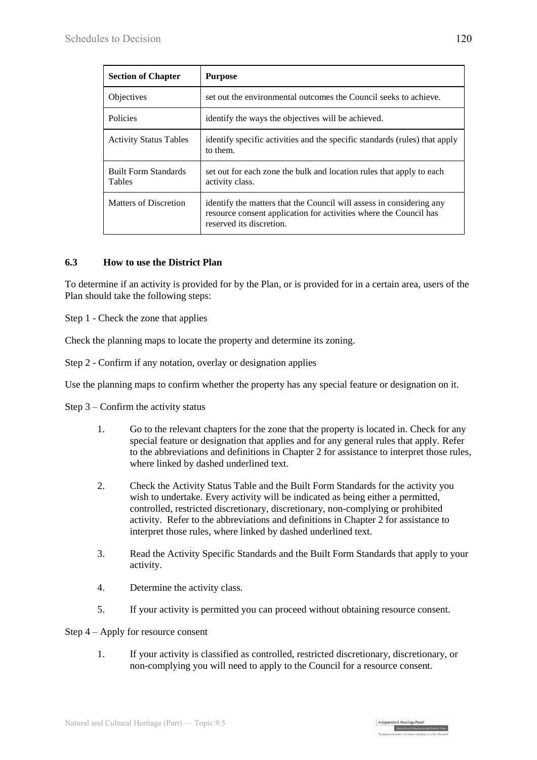| Section of Chapter | Purpose |
| --- | --- |
| Objectives | set out the environmental outcomes the Council seeks to achieve. |
| Policies | identify the ways the objectives will be achieved. |
| Activity Status Tables | identify specific activities and the specific standards (rules) that apply to them. |
| Built Form Standards Tables | set out for each zone the bulk and location rules that apply to each activity class. |
| Matters of Discretion | identify the matters that the Council will assess in considering any resource consent application for activities where the Council has reserved its discretion. |

### 6.3 How to use the District Plan

To determine if an activity is provided for by the Plan, or is provided for in a certain area, users of the Plan should take the following steps:

Step 1 - Check the zone that applies

Check the planning maps to locate the property and determine its zoning.

Step 2 - Confirm if any notation, overlay or designation applies

Use the planning maps to confirm whether the property has any special feature or designation on it.

Step 3 – Confirm the activity status

1. Go to the relevant chapters for the zone that the property is located in. Check for any special feature or designation that applies and for any general rules that apply. Refer to the abbreviations and definitions in Chapter 2 for assistance to interpret those rules, where linked by dashed underlined text.
2. Check the Activity Status Table and the Built Form Standards for the activity you wish to undertake. Every activity will be indicated as being either a permitted, controlled, restricted discretionary, discretionary, non-complying or prohibited activity. Refer to the abbreviations and definitions in Chapter 2 for assistance to interpret those rules, where linked by dashed underlined text.
3. Read the Activity Specific Standards and the Built Form Standards that apply to your activity.
4. Determine the activity class.
5. If your activity is permitted you can proceed without obtaining resource consent.

Step 4 – Apply for resource consent

1. If your activity is classified as controlled, restricted discretionary, discretionary, or non-complying you will need to apply to the Council for a resource consent.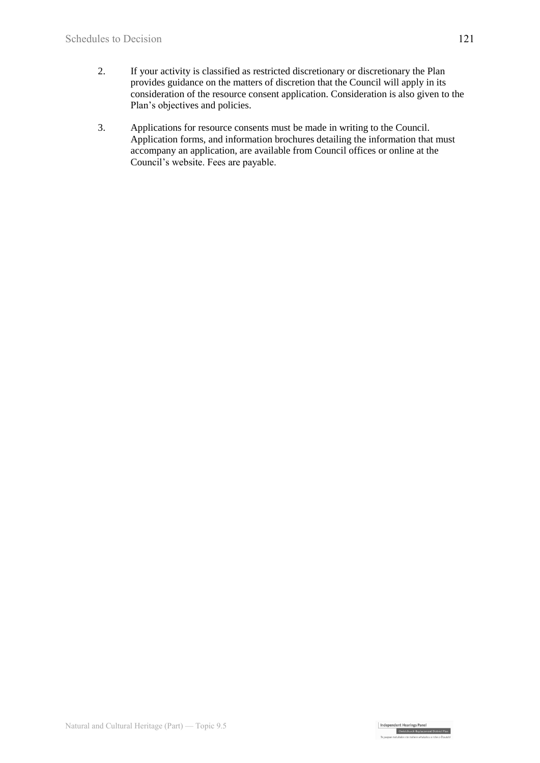2. If your activity is classified as restricted discretionary or discretionary the Plan provides guidance on the matters of discretion that the Council will apply in its consideration of the resource consent application. Consideration is also given to the Plan's objectives and policies.

3. Applications for resource consents must be made in writing to the Council. Application forms, and information brochures detailing the information that must accompany an application, are available from Council offices or online at the Council's website. Fees are payable.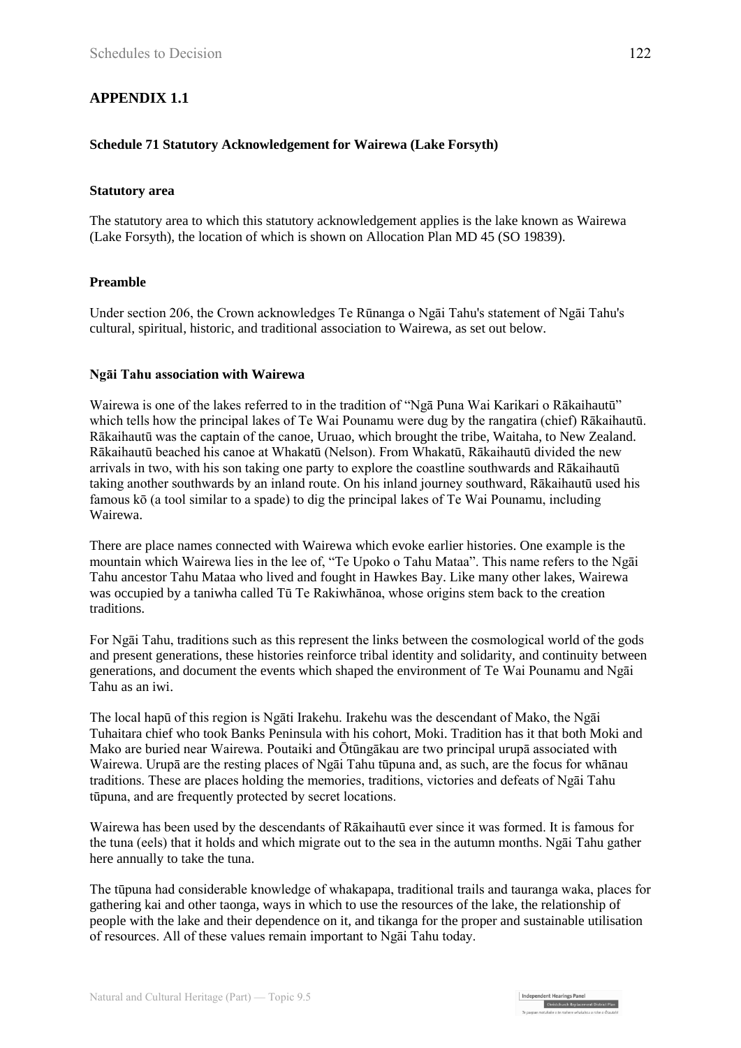## APPENDIX 1.1

### Schedule 71 Statutory Acknowledgement for Wairewa (Lake Forsyth)

**Statutory area**

The statutory area to which this statutory acknowledgement applies is the lake known as Wairewa (Lake Forsyth), the location of which is shown on Allocation Plan MD 45 (SO 19839).

**Preamble**

Under section 206, the Crown acknowledges Te Rūnanga o Ngāi Tahu's statement of Ngāi Tahu's cultural, spiritual, historic, and traditional association to Wairewa, as set out below.

**Ngāi Tahu association with Wairewa**

Wairewa is one of the lakes referred to in the tradition of "Ngā Puna Wai Karikari o Rākaihautū" which tells how the principal lakes of Te Wai Pounamu were dug by the rangatira (chief) Rākaihautū. Rākaihautū was the captain of the canoe, Uruao, which brought the tribe, Waitaha, to New Zealand. Rākaihautū beached his canoe at Whakatū (Nelson). From Whakatū, Rākaihautū divided the new arrivals in two, with his son taking one party to explore the coastline southwards and Rākaihautū taking another southwards by an inland route. On his inland journey southward, Rākaihautū used his famous kō (a tool similar to a spade) to dig the principal lakes of Te Wai Pounamu, including Wairewa.

There are place names connected with Wairewa which evoke earlier histories. One example is the mountain which Wairewa lies in the lee of, "Te Upoko o Tahu Mataa". This name refers to the Ngāi Tahu ancestor Tahu Mataa who lived and fought in Hawkes Bay. Like many other lakes, Wairewa was occupied by a taniwha called Tū Te Rakiwhānoa, whose origins stem back to the creation traditions.

For Ngāi Tahu, traditions such as this represent the links between the cosmological world of the gods and present generations, these histories reinforce tribal identity and solidarity, and continuity between generations, and document the events which shaped the environment of Te Wai Pounamu and Ngāi Tahu as an iwi.

The local hapū of this region is Ngāti Irakehu. Irakehu was the descendant of Mako, the Ngāi Tuhaitara chief who took Banks Peninsula with his cohort, Moki. Tradition has it that both Moki and Mako are buried near Wairewa. Poutaiki and Ōtūngākau are two principal urupā associated with Wairewa. Urupā are the resting places of Ngāi Tahu tūpuna and, as such, are the focus for whānau traditions. These are places holding the memories, traditions, victories and defeats of Ngāi Tahu tūpuna, and are frequently protected by secret locations.

Wairewa has been used by the descendants of Rākaihautū ever since it was formed. It is famous for the tuna (eels) that it holds and which migrate out to the sea in the autumn months. Ngāi Tahu gather here annually to take the tuna.

The tūpuna had considerable knowledge of whakapapa, traditional trails and tauranga waka, places for gathering kai and other taonga, ways in which to use the resources of the lake, the relationship of people with the lake and their dependence on it, and tikanga for the proper and sustainable utilisation of resources. All of these values remain important to Ngāi Tahu today.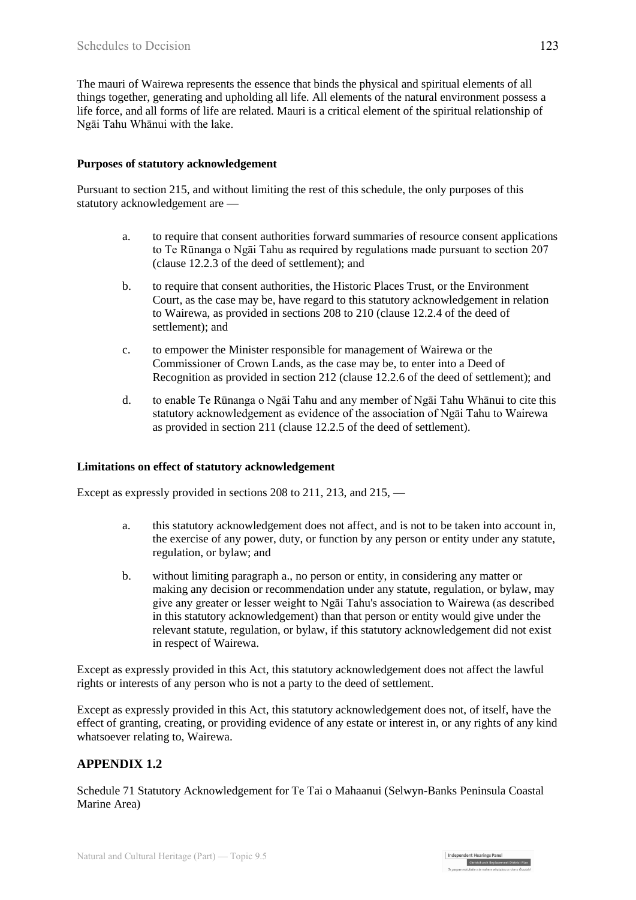The mauri of Wairewa represents the essence that binds the physical and spiritual elements of all things together, generating and upholding all life. All elements of the natural environment possess a life force, and all forms of life are related. Mauri is a critical element of the spiritual relationship of Ngāi Tahu Whānui with the lake.

**Purposes of statutory acknowledgement**

Pursuant to section 215, and without limiting the rest of this schedule, the only purposes of this statutory acknowledgement are —

a. to require that consent authorities forward summaries of resource consent applications to Te Rūnanga o Ngāi Tahu as required by regulations made pursuant to section 207 (clause 12.2.3 of the deed of settlement); and

b. to require that consent authorities, the Historic Places Trust, or the Environment Court, as the case may be, have regard to this statutory acknowledgement in relation to Wairewa, as provided in sections 208 to 210 (clause 12.2.4 of the deed of settlement); and

c. to empower the Minister responsible for management of Wairewa or the Commissioner of Crown Lands, as the case may be, to enter into a Deed of Recognition as provided in section 212 (clause 12.2.6 of the deed of settlement); and

d. to enable Te Rūnanga o Ngāi Tahu and any member of Ngāi Tahu Whānui to cite this statutory acknowledgement as evidence of the association of Ngāi Tahu to Wairewa as provided in section 211 (clause 12.2.5 of the deed of settlement).

**Limitations on effect of statutory acknowledgement**

Except as expressly provided in sections 208 to 211, 213, and 215, —

a. this statutory acknowledgement does not affect, and is not to be taken into account in, the exercise of any power, duty, or function by any person or entity under any statute, regulation, or bylaw; and

b. without limiting paragraph a., no person or entity, in considering any matter or making any decision or recommendation under any statute, regulation, or bylaw, may give any greater or lesser weight to Ngāi Tahu's association to Wairewa (as described in this statutory acknowledgement) than that person or entity would give under the relevant statute, regulation, or bylaw, if this statutory acknowledgement did not exist in respect of Wairewa.

Except as expressly provided in this Act, this statutory acknowledgement does not affect the lawful rights or interests of any person who is not a party to the deed of settlement.

Except as expressly provided in this Act, this statutory acknowledgement does not, of itself, have the effect of granting, creating, or providing evidence of any estate or interest in, or any rights of any kind whatsoever relating to, Wairewa.

## APPENDIX 1.2

Schedule 71 Statutory Acknowledgement for Te Tai o Mahaanui (Selwyn-Banks Peninsula Coastal Marine Area)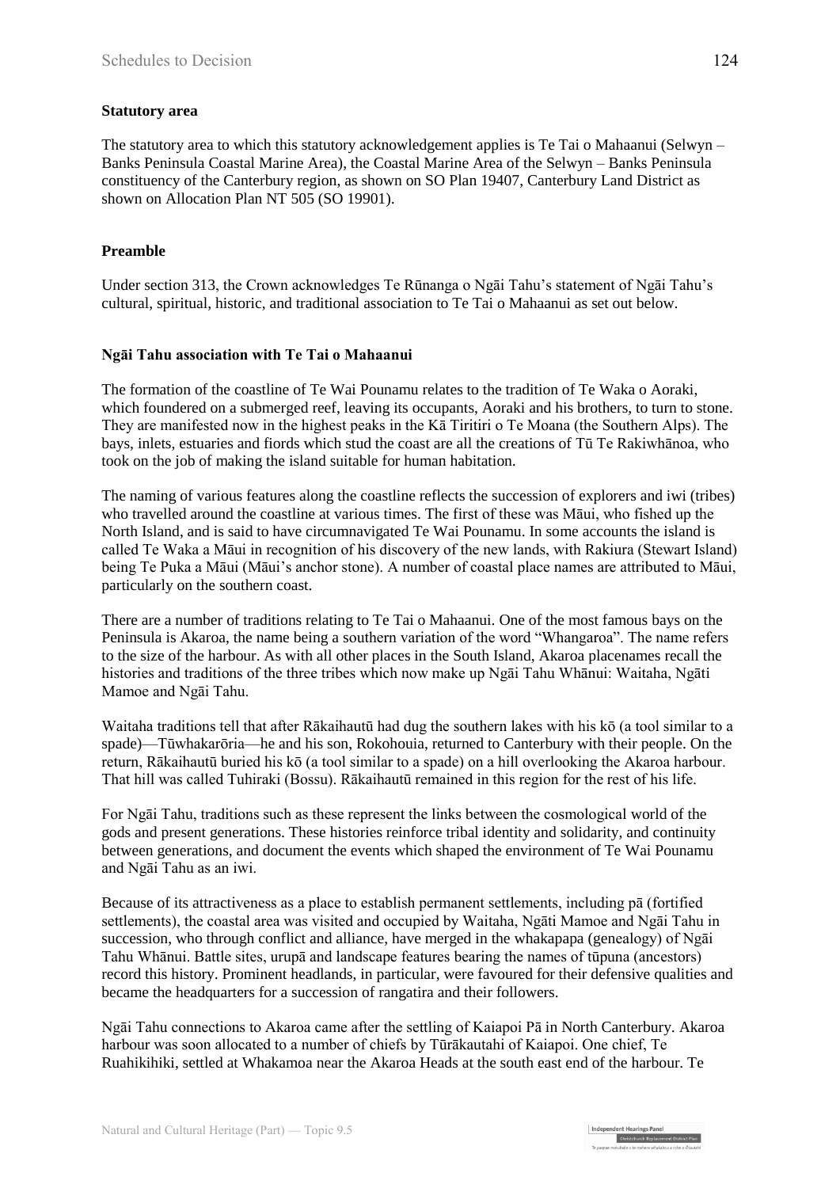**Statutory area**

The statutory area to which this statutory acknowledgement applies is Te Tai o Mahaanui (Selwyn – Banks Peninsula Coastal Marine Area), the Coastal Marine Area of the Selwyn – Banks Peninsula constituency of the Canterbury region, as shown on SO Plan 19407, Canterbury Land District as shown on Allocation Plan NT 505 (SO 19901).

**Preamble**

Under section 313, the Crown acknowledges Te Rūnanga o Ngāi Tahu's statement of Ngāi Tahu's cultural, spiritual, historic, and traditional association to Te Tai o Mahaanui as set out below.

**Ngāi Tahu association with Te Tai o Mahaanui**

The formation of the coastline of Te Wai Pounamu relates to the tradition of Te Waka o Aoraki, which foundered on a submerged reef, leaving its occupants, Aoraki and his brothers, to turn to stone. They are manifested now in the highest peaks in the Kā Tiritiri o Te Moana (the Southern Alps). The bays, inlets, estuaries and fiords which stud the coast are all the creations of Tū Te Rakiwhānoa, who took on the job of making the island suitable for human habitation.

The naming of various features along the coastline reflects the succession of explorers and iwi (tribes) who travelled around the coastline at various times. The first of these was Māui, who fished up the North Island, and is said to have circumnavigated Te Wai Pounamu. In some accounts the island is called Te Waka a Māui in recognition of his discovery of the new lands, with Rakiura (Stewart Island) being Te Puka a Māui (Māui's anchor stone). A number of coastal place names are attributed to Māui, particularly on the southern coast.

There are a number of traditions relating to Te Tai o Mahaanui. One of the most famous bays on the Peninsula is Akaroa, the name being a southern variation of the word "Whangaroa". The name refers to the size of the harbour. As with all other places in the South Island, Akaroa placenames recall the histories and traditions of the three tribes which now make up Ngāi Tahu Whānui: Waitaha, Ngāti Mamoe and Ngāi Tahu.

Waitaha traditions tell that after Rākaihautū had dug the southern lakes with his kō (a tool similar to a spade)—Tūwhakarōria—he and his son, Rokohouia, returned to Canterbury with their people. On the return, Rākaihautū buried his kō (a tool similar to a spade) on a hill overlooking the Akaroa harbour. That hill was called Tuhiraki (Bossu). Rākaihautū remained in this region for the rest of his life.

For Ngāi Tahu, traditions such as these represent the links between the cosmological world of the gods and present generations. These histories reinforce tribal identity and solidarity, and continuity between generations, and document the events which shaped the environment of Te Wai Pounamu and Ngāi Tahu as an iwi.

Because of its attractiveness as a place to establish permanent settlements, including pā (fortified settlements), the coastal area was visited and occupied by Waitaha, Ngāti Mamoe and Ngāi Tahu in succession, who through conflict and alliance, have merged in the whakapapa (genealogy) of Ngāi Tahu Whānui. Battle sites, urupā and landscape features bearing the names of tūpuna (ancestors) record this history. Prominent headlands, in particular, were favoured for their defensive qualities and became the headquarters for a succession of rangatira and their followers.

Ngāi Tahu connections to Akaroa came after the settling of Kaiapoi Pā in North Canterbury. Akaroa harbour was soon allocated to a number of chiefs by Tūrākautahi of Kaiapoi. One chief, Te Ruahikihiki, settled at Whakamoa near the Akaroa Heads at the south east end of the harbour. Te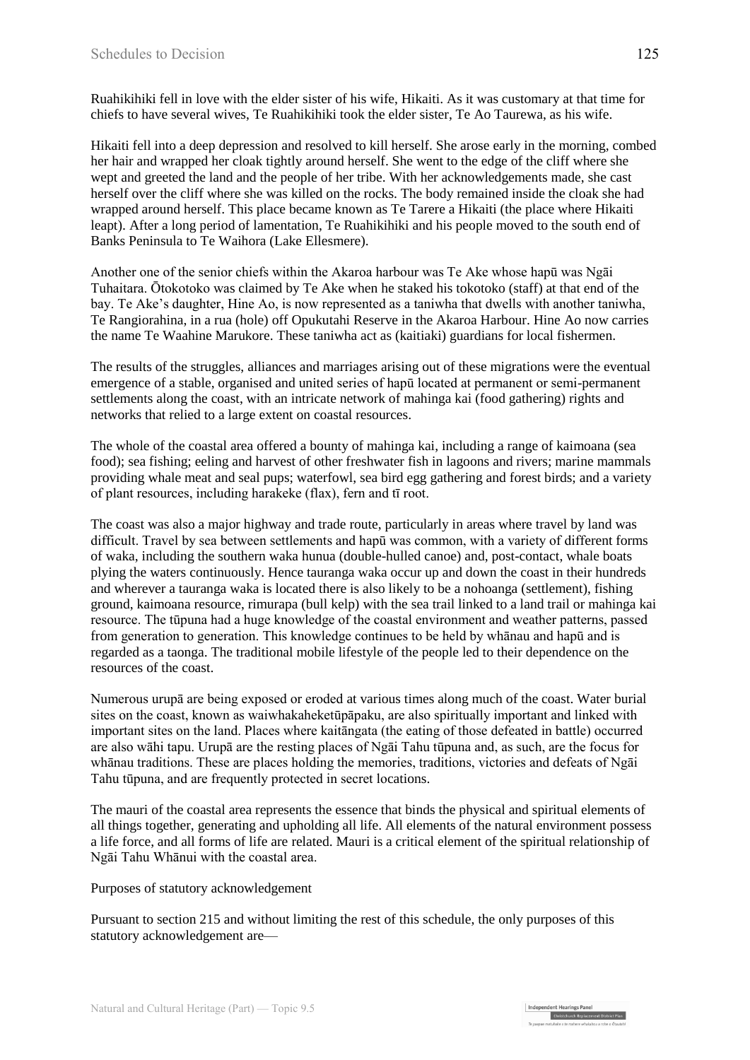Ruahikihiki fell in love with the elder sister of his wife, Hikaiti. As it was customary at that time for chiefs to have several wives, Te Ruahikihiki took the elder sister, Te Ao Taurewa, as his wife.

Hikaiti fell into a deep depression and resolved to kill herself. She arose early in the morning, combed her hair and wrapped her cloak tightly around herself. She went to the edge of the cliff where she wept and greeted the land and the people of her tribe. With her acknowledgements made, she cast herself over the cliff where she was killed on the rocks. The body remained inside the cloak she had wrapped around herself. This place became known as Te Tarere a Hikaiti (the place where Hikaiti leapt). After a long period of lamentation, Te Ruahikihiki and his people moved to the south end of Banks Peninsula to Te Waihora (Lake Ellesmere).

Another one of the senior chiefs within the Akaroa harbour was Te Ake whose hapū was Ngāi Tuhaitara. Ōtokotoko was claimed by Te Ake when he staked his tokotoko (staff) at that end of the bay. Te Ake's daughter, Hine Ao, is now represented as a taniwha that dwells with another taniwha, Te Rangiorahina, in a rua (hole) off Opukutahi Reserve in the Akaroa Harbour. Hine Ao now carries the name Te Waahine Marukore. These taniwha act as (kaitiaki) guardians for local fishermen.

The results of the struggles, alliances and marriages arising out of these migrations were the eventual emergence of a stable, organised and united series of hapū located at permanent or semi-permanent settlements along the coast, with an intricate network of mahinga kai (food gathering) rights and networks that relied to a large extent on coastal resources.

The whole of the coastal area offered a bounty of mahinga kai, including a range of kaimoana (sea food); sea fishing; eeling and harvest of other freshwater fish in lagoons and rivers; marine mammals providing whale meat and seal pups; waterfowl, sea bird egg gathering and forest birds; and a variety of plant resources, including harakeke (flax), fern and tī root.

The coast was also a major highway and trade route, particularly in areas where travel by land was difficult. Travel by sea between settlements and hapū was common, with a variety of different forms of waka, including the southern waka hunua (double-hulled canoe) and, post-contact, whale boats plying the waters continuously. Hence tauranga waka occur up and down the coast in their hundreds and wherever a tauranga waka is located there is also likely to be a nohoanga (settlement), fishing ground, kaimoana resource, rimurapa (bull kelp) with the sea trail linked to a land trail or mahinga kai resource. The tūpuna had a huge knowledge of the coastal environment and weather patterns, passed from generation to generation. This knowledge continues to be held by whānau and hapū and is regarded as a taonga. The traditional mobile lifestyle of the people led to their dependence on the resources of the coast.

Numerous urupā are being exposed or eroded at various times along much of the coast. Water burial sites on the coast, known as waiwhakaheketūpāpaku, are also spiritually important and linked with important sites on the land. Places where kaitāngata (the eating of those defeated in battle) occurred are also wāhi tapu. Urupā are the resting places of Ngāi Tahu tūpuna and, as such, are the focus for whānau traditions. These are places holding the memories, traditions, victories and defeats of Ngāi Tahu tūpuna, and are frequently protected in secret locations.

The mauri of the coastal area represents the essence that binds the physical and spiritual elements of all things together, generating and upholding all life. All elements of the natural environment possess a life force, and all forms of life are related. Mauri is a critical element of the spiritual relationship of Ngāi Tahu Whānui with the coastal area.

Purposes of statutory acknowledgement

Pursuant to section 215 and without limiting the rest of this schedule, the only purposes of this statutory acknowledgement are—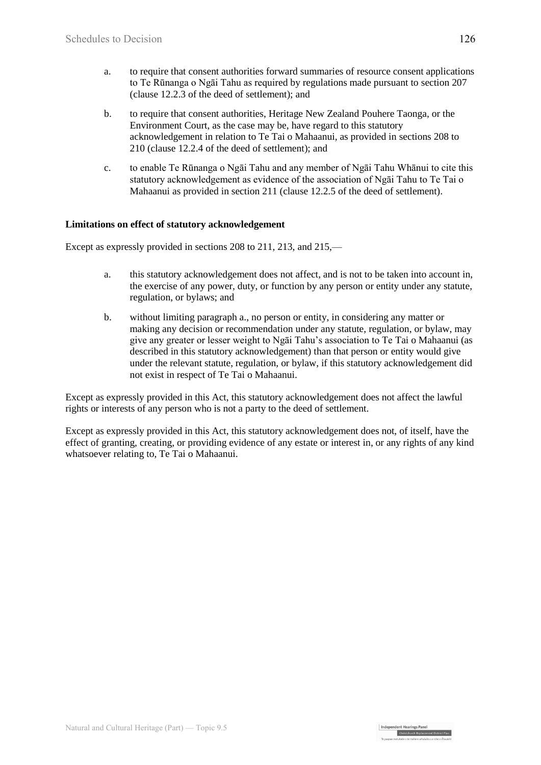a. to require that consent authorities forward summaries of resource consent applications to Te Rūnanga o Ngāi Tahu as required by regulations made pursuant to section 207 (clause 12.2.3 of the deed of settlement); and

b. to require that consent authorities, Heritage New Zealand Pouhere Taonga, or the Environment Court, as the case may be, have regard to this statutory acknowledgement in relation to Te Tai o Mahaanui, as provided in sections 208 to 210 (clause 12.2.4 of the deed of settlement); and

c. to enable Te Rūnanga o Ngāi Tahu and any member of Ngāi Tahu Whānui to cite this statutory acknowledgement as evidence of the association of Ngāi Tahu to Te Tai o Mahaanui as provided in section 211 (clause 12.2.5 of the deed of settlement).

**Limitations on effect of statutory acknowledgement**

Except as expressly provided in sections 208 to 211, 213, and 215,—

a. this statutory acknowledgement does not affect, and is not to be taken into account in, the exercise of any power, duty, or function by any person or entity under any statute, regulation, or bylaws; and

b. without limiting paragraph a., no person or entity, in considering any matter or making any decision or recommendation under any statute, regulation, or bylaw, may give any greater or lesser weight to Ngāi Tahu's association to Te Tai o Mahaanui (as described in this statutory acknowledgement) than that person or entity would give under the relevant statute, regulation, or bylaw, if this statutory acknowledgement did not exist in respect of Te Tai o Mahaanui.

Except as expressly provided in this Act, this statutory acknowledgement does not affect the lawful rights or interests of any person who is not a party to the deed of settlement.

Except as expressly provided in this Act, this statutory acknowledgement does not, of itself, have the effect of granting, creating, or providing evidence of any estate or interest in, or any rights of any kind whatsoever relating to, Te Tai o Mahaanui.